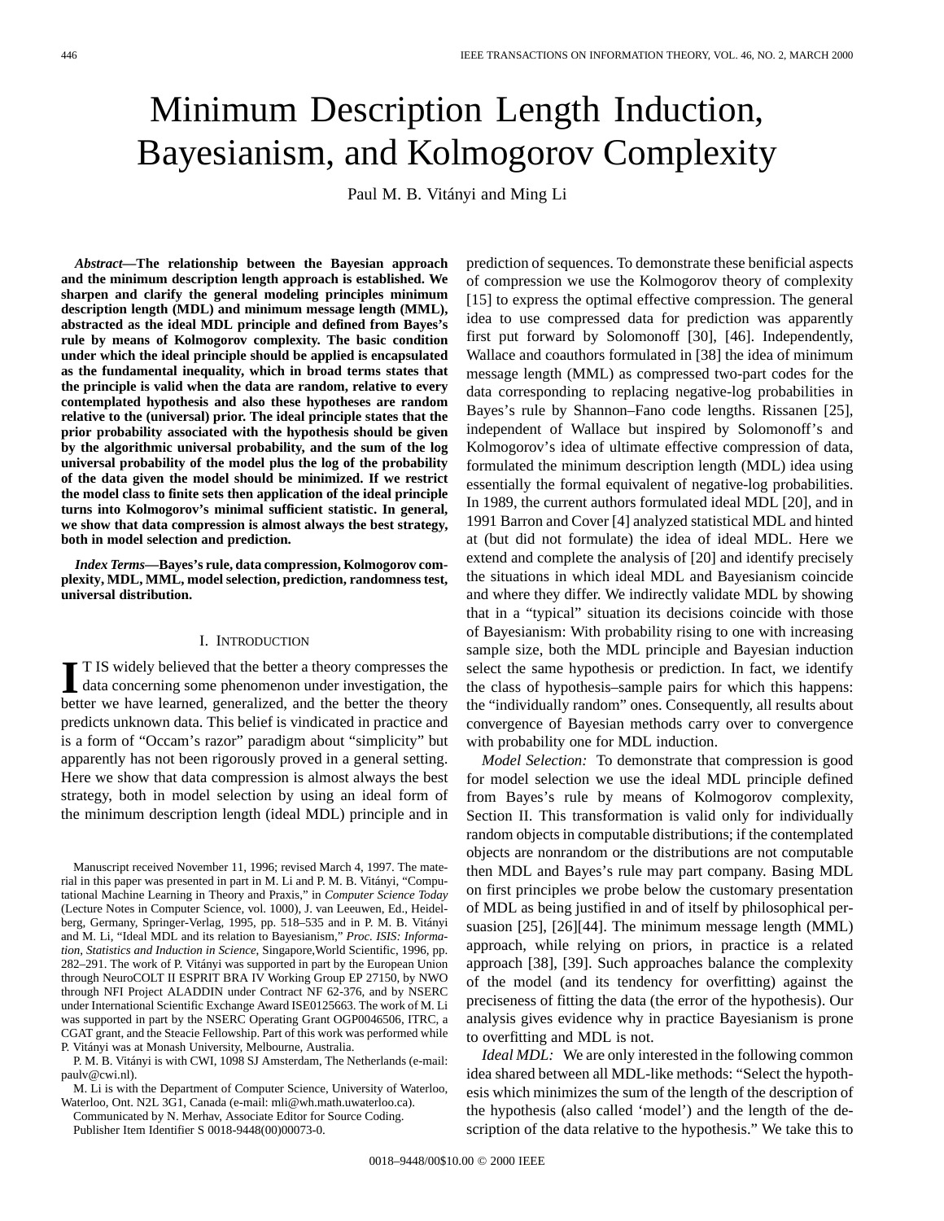# Minimum Description Length Induction, Bayesianism, and Kolmogorov Complexity

Paul M. B. Vitányi and Ming Li

***Abstract*—The relationship between the Bayesian approach and the minimum description length approach is established. We sharpen and clarify the general modeling principles minimum description length (MDL) and minimum message length (MML), abstracted as the ideal MDL principle and defined from Bayes's rule by means of Kolmogorov complexity. The basic condition under which the ideal principle should be applied is encapsulated as the fundamental inequality, which in broad terms states that the principle is valid when the data are random, relative to every contemplated hypothesis and also these hypotheses are random relative to the (universal) prior. The ideal principle states that the prior probability associated with the hypothesis should be given by the algorithmic universal probability, and the sum of the log universal probability of the model plus the log of the probability of the data given the model should be minimized. If we restrict the model class to finite sets then application of the ideal principle turns into Kolmogorov's minimal sufficient statistic. In general, we show that data compression is almost always the best strategy, both in model selection and prediction.**

***Index Terms*—Bayes's rule, data compression, Kolmogorov complexity, MDL, MML, model selection, prediction, randomness test, universal distribution.**

## I. Introduction

It is widely believed that the better a theory compresses the data concerning some phenomenon under investigation, the better we have learned, generalized, and the better the theory predicts unknown data. This belief is vindicated in practice and is a form of "Occam's razor" paradigm about "simplicity" but apparently has not been rigorously proved in a general setting. Here we show that data compression is almost always the best strategy, both in model selection by using an ideal form of the minimum description length (ideal MDL) principle and in prediction of sequences. To demonstrate these benificial aspects of compression we use the Kolmogorov theory of complexity [15] to express the optimal effective compression. The general idea to use compressed data for prediction was apparently first put forward by Solomonoff [30], [46]. Independently, Wallace and coauthors formulated in [38] the idea of minimum message length (MML) as compressed two-part codes for the data corresponding to replacing negative-log probabilities in Bayes's rule by Shannon–Fano code lengths. Rissanen [25], independent of Wallace but inspired by Solomonoff's and Kolmogorov's idea of ultimate effective compression of data, formulated the minimum description length (MDL) idea using essentially the formal equivalent of negative-log probabilities. In 1989, the current authors formulated ideal MDL [20], and in 1991 Barron and Cover [4] analyzed statistical MDL and hinted at (but did not formulate) the idea of ideal MDL. Here we extend and complete the analysis of [20] and identify precisely the situations in which ideal MDL and Bayesianism coincide and where they differ. We indirectly validate MDL by showing that in a "typical" situation its decisions coincide with those of Bayesianism: With probability rising to one with increasing sample size, both the MDL principle and Bayesian induction select the same hypothesis or prediction. In fact, we identify the class of hypothesis–sample pairs for which this happens: the "individually random" ones. Consequently, all results about convergence of Bayesian methods carry over to convergence with probability one for MDL induction.

*Model Selection:* To demonstrate that compression is good for model selection we use the ideal MDL principle defined from Bayes's rule by means of Kolmogorov complexity, Section II. This transformation is valid only for individually random objects in computable distributions; if the contemplated objects are nonrandom or the distributions are not computable then MDL and Bayes's rule may part company. Basing MDL on first principles we probe below the customary presentation of MDL as being justified in and of itself by philosophical persuasion [25], [26][44]. The minimum message length (MML) approach, while relying on priors, in practice is a related approach [38], [39]. Such approaches balance the complexity of the model (and its tendency for overfitting) against the preciseness of fitting the data (the error of the hypothesis). Our analysis gives evidence why in practice Bayesianism is prone to overfitting and MDL is not.

*Ideal MDL:* We are only interested in the following common idea shared between all MDL-like methods: "Select the hypothesis which minimizes the sum of the length of the description of the hypothesis (also called 'model') and the length of the description of the data relative to the hypothesis." We take this to

---

Manuscript received November 11, 1996; revised March 4, 1997. The material in this paper was presented in part in M. Li and P. M. B. Vitányi, "Computational Machine Learning in Theory and Praxis," in *Computer Science Today* (Lecture Notes in Computer Science, vol. 1000), J. van Leeuwen, Ed., Heidelberg, Germany, Springer-Verlag, 1995, pp. 518–535 and in P. M. B. Vitányi and M. Li, "Ideal MDL and its relation to Bayesianism," *Proc. ISIS: Information, Statistics and Induction in Science*, Singapore,World Scientific, 1996, pp. 282–291. The work of P. Vitányi was supported in part by the European Union through NeuroCOLT II ESPRIT BRA IV Working Group EP 27150, by NWO through NFI Project ALADDIN under Contract NF 62-376, and by NSERC under International Scientific Exchange Award ISE0125663. The work of M. Li was supported in part by the NSERC Operating Grant OGP0046506, ITRC, a CGAT grant, and the Steacie Fellowship. Part of this work was performed while P. Vitányi was at Monash University, Melbourne, Australia.

P. M. B. Vitányi is with CWI, 1098 SJ Amsterdam, The Netherlands (e-mail: paulv@cwi.nl).

M. Li is with the Department of Computer Science, University of Waterloo, Waterloo, Ont. N2L 3G1, Canada (e-mail: mli@wh.math.uwaterloo.ca).

Communicated by N. Merhav, Associate Editor for Source Coding.

Publisher Item Identifier S 0018-9448(00)00073-0.

0018–9448/00$10.00 © 2000 IEEE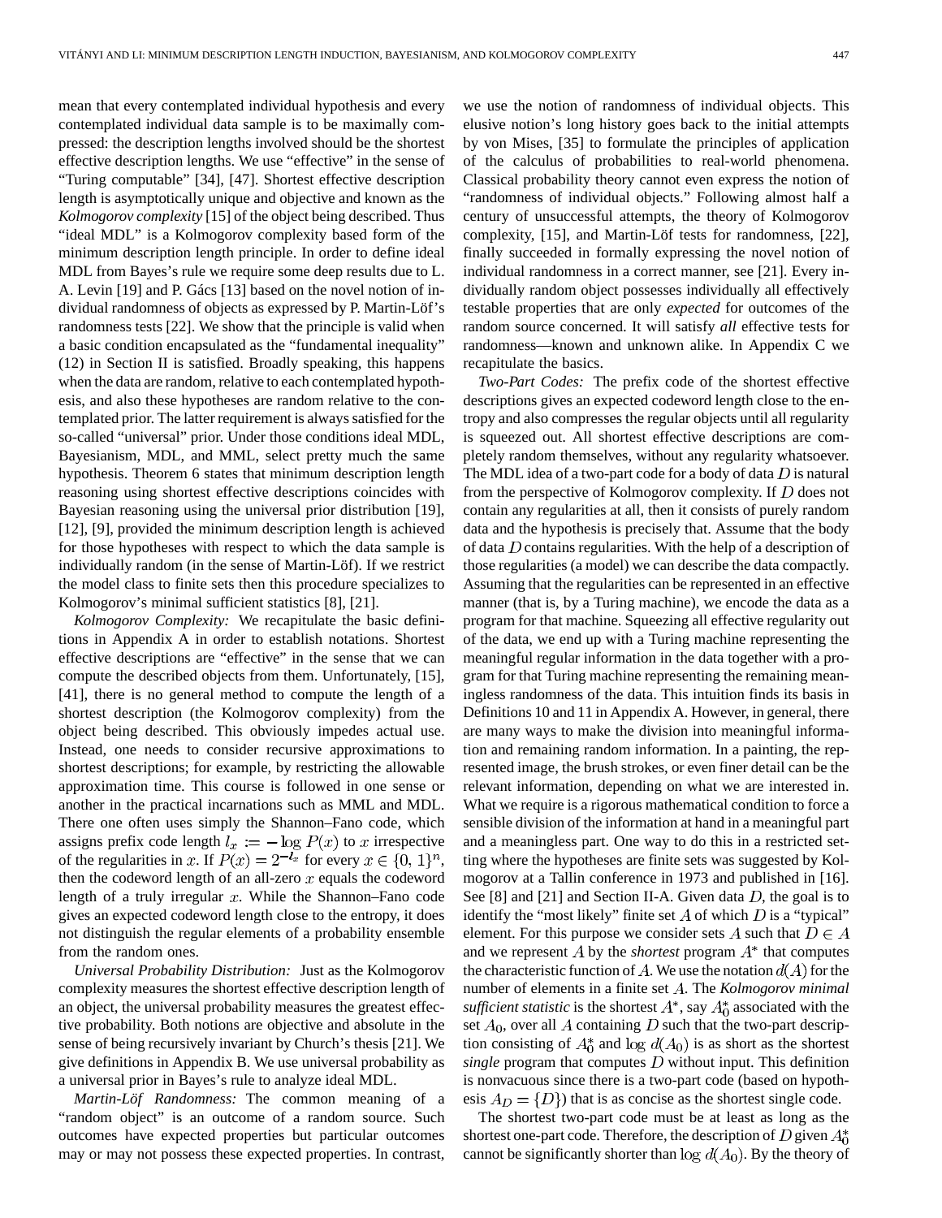mean that every contemplated individual hypothesis and every contemplated individual data sample is to be maximally compressed: the description lengths involved should be the shortest effective description lengths. We use "effective" in the sense of "Turing computable" [34], [47]. Shortest effective description length is asymptotically unique and objective and known as the *Kolmogorov complexity* [15] of the object being described. Thus "ideal MDL" is a Kolmogorov complexity based form of the minimum description length principle. In order to define ideal MDL from Bayes's rule we require some deep results due to L. A. Levin [19] and P. Gács [13] based on the novel notion of individual randomness of objects as expressed by P. Martin-Löf's randomness tests [22]. We show that the principle is valid when a basic condition encapsulated as the "fundamental inequality" (12) in Section II is satisfied. Broadly speaking, this happens when the data are random, relative to each contemplated hypothesis, and also these hypotheses are random relative to the contemplated prior. The latter requirement is always satisfied for the so-called "universal" prior. Under those conditions ideal MDL, Bayesianism, MDL, and MML, select pretty much the same hypothesis. Theorem 6 states that minimum description length reasoning using shortest effective descriptions coincides with Bayesian reasoning using the universal prior distribution [19], [12], [9], provided the minimum description length is achieved for those hypotheses with respect to which the data sample is individually random (in the sense of Martin-Löf). If we restrict the model class to finite sets then this procedure specializes to Kolmogorov's minimal sufficient statistics [8], [21].

*Kolmogorov Complexity:* We recapitulate the basic definitions in Appendix A in order to establish notations. Shortest effective descriptions are "effective" in the sense that we can compute the described objects from them. Unfortunately, [15], [41], there is no general method to compute the length of a shortest description (the Kolmogorov complexity) from the object being described. This obviously impedes actual use. Instead, one needs to consider recursive approximations to shortest descriptions; for example, by restricting the allowable approximation time. This course is followed in one sense or another in the practical incarnations such as MML and MDL. There one often uses simply the Shannon–Fano code, which assigns prefix code length $l_x := -\log P(x)$ to $x$ irrespective of the regularities in $x$. If $P(x) = 2^{-l_x}$ for every $x \in \{0, 1\}^n$, then the codeword length of an all-zero $x$ equals the codeword length of a truly irregular $x$. While the Shannon–Fano code gives an expected codeword length close to the entropy, it does not distinguish the regular elements of a probability ensemble from the random ones.

*Universal Probability Distribution:* Just as the Kolmogorov complexity measures the shortest effective description length of an object, the universal probability measures the greatest effective probability. Both notions are objective and absolute in the sense of being recursively invariant by Church's thesis [21]. We give definitions in Appendix B. We use universal probability as a universal prior in Bayes's rule to analyze ideal MDL.

*Martin-Löf Randomness:* The common meaning of a "random object" is an outcome of a random source. Such outcomes have expected properties but particular outcomes may or may not possess these expected properties. In contrast, we use the notion of randomness of individual objects. This elusive notion's long history goes back to the initial attempts by von Mises, [35] to formulate the principles of application of the calculus of probabilities to real-world phenomena. Classical probability theory cannot even express the notion of "randomness of individual objects." Following almost half a century of unsuccessful attempts, the theory of Kolmogorov complexity, [15], and Martin-Löf tests for randomness, [22], finally succeeded in formally expressing the novel notion of individual randomness in a correct manner, see [21]. Every individually random object possesses individually all effectively testable properties that are only *expected* for outcomes of the random source concerned. It will satisfy *all* effective tests for randomness—known and unknown alike. In Appendix C we recapitulate the basics.

*Two-Part Codes:* The prefix code of the shortest effective descriptions gives an expected codeword length close to the entropy and also compresses the regular objects until all regularity is squeezed out. All shortest effective descriptions are completely random themselves, without any regularity whatsoever. The MDL idea of a two-part code for a body of data $D$ is natural from the perspective of Kolmogorov complexity. If $D$ does not contain any regularities at all, then it consists of purely random data and the hypothesis is precisely that. Assume that the body of data $D$ contains regularities. With the help of a description of those regularities (a model) we can describe the data compactly. Assuming that the regularities can be represented in an effective manner (that is, by a Turing machine), we encode the data as a program for that machine. Squeezing all effective regularity out of the data, we end up with a Turing machine representing the meaningful regular information in the data together with a program for that Turing machine representing the remaining meaningless randomness of the data. This intuition finds its basis in Definitions 10 and 11 in Appendix A. However, in general, there are many ways to make the division into meaningful information and remaining random information. In a painting, the represented image, the brush strokes, or even finer detail can be the relevant information, depending on what we are interested in. What we require is a rigorous mathematical condition to force a sensible division of the information at hand in a meaningful part and a meaningless part. One way to do this in a restricted setting where the hypotheses are finite sets was suggested by Kolmogorov at a Tallin conference in 1973 and published in [16]. See [8] and [21] and Section II-A. Given data $D$, the goal is to identify the "most likely" finite set $A$ of which $D$ is a "typical" element. For this purpose we consider sets $A$ such that $D \in A$ and we represent $A$ by the *shortest* program $A^*$ that computes the characteristic function of $A$. We use the notation $d(A)$ for the number of elements in a finite set $A$. The *Kolmogorov minimal sufficient statistic* is the shortest $A^*$, say $A_0^*$ associated with the set $A_0$, over all $A$ containing $D$ such that the two-part description consisting of $A_0^*$ and $\log d(A_0)$ is as short as the shortest *single* program that computes $D$ without input. This definition is nonvacuous since there is a two-part code (based on hypothesis $A_D = \{D\}$) that is as concise as the shortest single code.

The shortest two-part code must be at least as long as the shortest one-part code. Therefore, the description of $D$ given $A_0^*$ cannot be significantly shorter than $\log d(A_0)$. By the theory of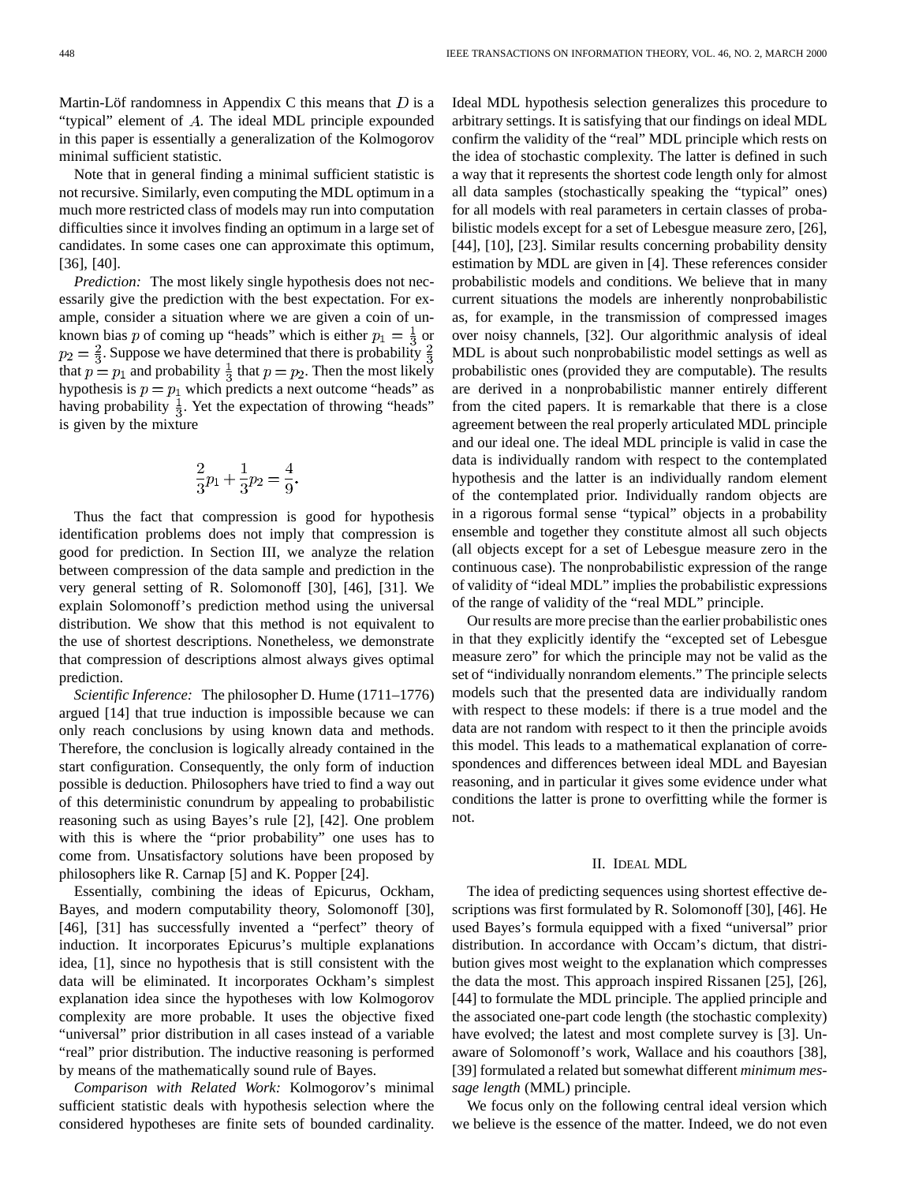Martin-Löf randomness in Appendix C this means that $D$ is a "typical" element of $A$. The ideal MDL principle expounded in this paper is essentially a generalization of the Kolmogorov minimal sufficient statistic.

Note that in general finding a minimal sufficient statistic is not recursive. Similarly, even computing the MDL optimum in a much more restricted class of models may run into computation difficulties since it involves finding an optimum in a large set of candidates. In some cases one can approximate this optimum, [36], [40].

*Prediction:* The most likely single hypothesis does not necessarily give the prediction with the best expectation. For example, consider a situation where we are given a coin of unknown bias $p$ of coming up "heads" which is either $p_1 = \frac{1}{3}$ or $p_2 = \frac{2}{3}$. Suppose we have determined that there is probability $\frac{2}{3}$ that $p = p_1$ and probability $\frac{1}{3}$ that $p = p_2$. Then the most likely hypothesis is $p = p_1$ which predicts a next outcome "heads" as having probability $\frac{1}{3}$. Yet the expectation of throwing "heads" is given by the mixture

$$\frac{2}{3}p_1 + \frac{1}{3}p_2 = \frac{4}{9}.$$

Thus the fact that compression is good for hypothesis identification problems does not imply that compression is good for prediction. In Section III, we analyze the relation between compression of the data sample and prediction in the very general setting of R. Solomonoff [30], [46], [31]. We explain Solomonoff's prediction method using the universal distribution. We show that this method is not equivalent to the use of shortest descriptions. Nonetheless, we demonstrate that compression of descriptions almost always gives optimal prediction.

*Scientific Inference:* The philosopher D. Hume (1711–1776) argued [14] that true induction is impossible because we can only reach conclusions by using known data and methods. Therefore, the conclusion is logically already contained in the start configuration. Consequently, the only form of induction possible is deduction. Philosophers have tried to find a way out of this deterministic conundrum by appealing to probabilistic reasoning such as using Bayes's rule [2], [42]. One problem with this is where the "prior probability" one uses has to come from. Unsatisfactory solutions have been proposed by philosophers like R. Carnap [5] and K. Popper [24].

Essentially, combining the ideas of Epicurus, Ockham, Bayes, and modern computability theory, Solomonoff [30], [46], [31] has successfully invented a "perfect" theory of induction. It incorporates Epicurus's multiple explanations idea, [1], since no hypothesis that is still consistent with the data will be eliminated. It incorporates Ockham's simplest explanation idea since the hypotheses with low Kolmogorov complexity are more probable. It uses the objective fixed "universal" prior distribution in all cases instead of a variable "real" prior distribution. The inductive reasoning is performed by means of the mathematically sound rule of Bayes.

*Comparison with Related Work:* Kolmogorov's minimal sufficient statistic deals with hypothesis selection where the considered hypotheses are finite sets of bounded cardinality. Ideal MDL hypothesis selection generalizes this procedure to arbitrary settings. It is satisfying that our findings on ideal MDL confirm the validity of the "real" MDL principle which rests on the idea of stochastic complexity. The latter is defined in such a way that it represents the shortest code length only for almost all data samples (stochastically speaking the "typical" ones) for all models with real parameters in certain classes of probabilistic models except for a set of Lebesgue measure zero, [26], [44], [10], [23]. Similar results concerning probability density estimation by MDL are given in [4]. These references consider probabilistic models and conditions. We believe that in many current situations the models are inherently nonprobabilistic as, for example, in the transmission of compressed images over noisy channels, [32]. Our algorithmic analysis of ideal MDL is about such nonprobabilistic model settings as well as probabilistic ones (provided they are computable). The results are derived in a nonprobabilistic manner entirely different from the cited papers. It is remarkable that there is a close agreement between the real properly articulated MDL principle and our ideal one. The ideal MDL principle is valid in case the data is individually random with respect to the contemplated hypothesis and the latter is an individually random element of the contemplated prior. Individually random objects are in a rigorous formal sense "typical" objects in a probability ensemble and together they constitute almost all such objects (all objects except for a set of Lebesgue measure zero in the continuous case). The nonprobabilistic expression of the range of validity of "ideal MDL" implies the probabilistic expressions of the range of validity of the "real MDL" principle.

Our results are more precise than the earlier probabilistic ones in that they explicitly identify the "excepted set of Lebesgue measure zero" for which the principle may not be valid as the set of "individually nonrandom elements." The principle selects models such that the presented data are individually random with respect to these models: if there is a true model and the data are not random with respect to it then the principle avoids this model. This leads to a mathematical explanation of correspondences and differences between ideal MDL and Bayesian reasoning, and in particular it gives some evidence under what conditions the latter is prone to overfitting while the former is not.

## II. Ideal MDL

The idea of predicting sequences using shortest effective descriptions was first formulated by R. Solomonoff [30], [46]. He used Bayes's formula equipped with a fixed "universal" prior distribution. In accordance with Occam's dictum, that distribution gives most weight to the explanation which compresses the data the most. This approach inspired Rissanen [25], [26], [44] to formulate the MDL principle. The applied principle and the associated one-part code length (the stochastic complexity) have evolved; the latest and most complete survey is [3]. Unaware of Solomonoff's work, Wallace and his coauthors [38], [39] formulated a related but somewhat different *minimum message length* (MML) principle.

We focus only on the following central ideal version which we believe is the essence of the matter. Indeed, we do not even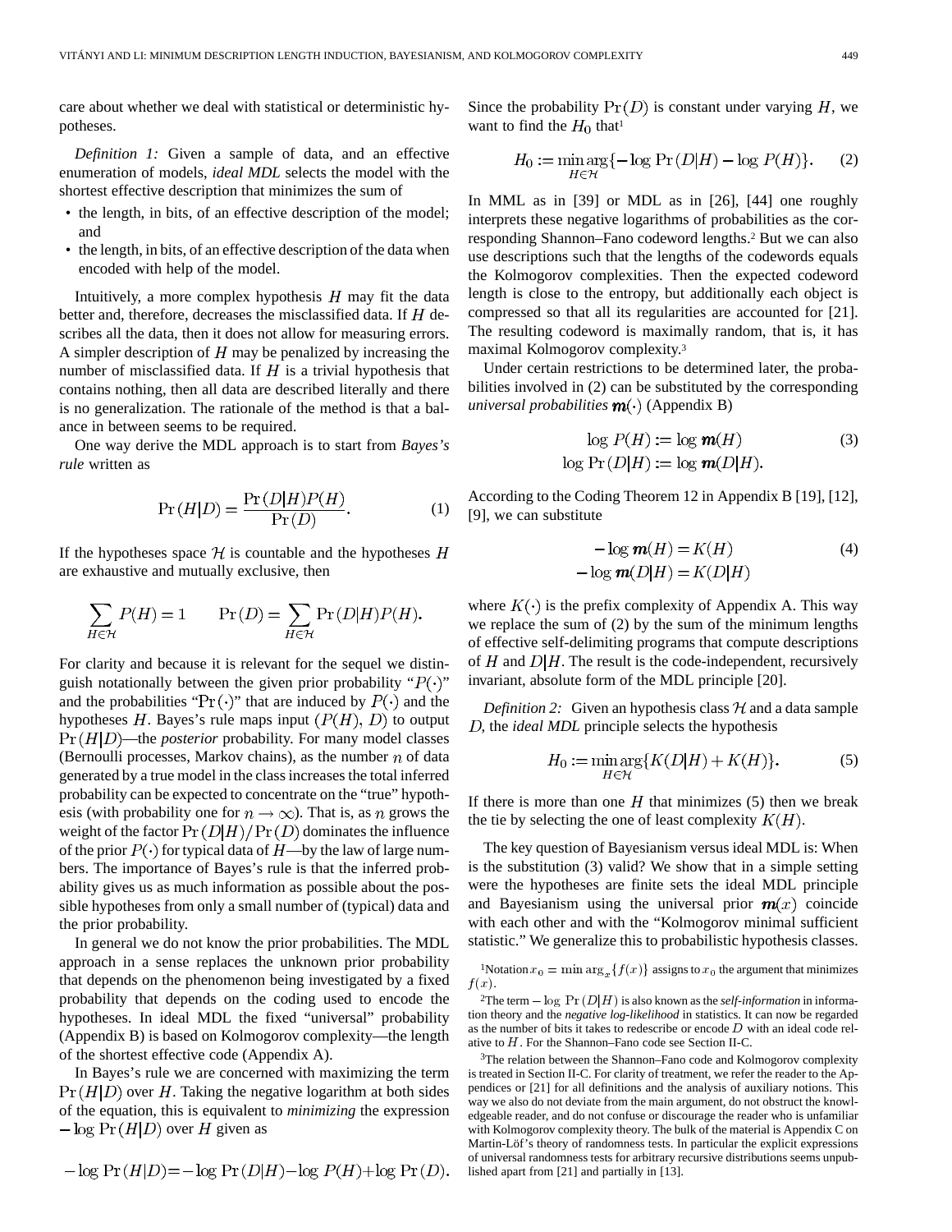care about whether we deal with statistical or deterministic hypotheses.

*Definition 1:* Given a sample of data, and an effective enumeration of models, *ideal MDL* selects the model with the shortest effective description that minimizes the sum of

- the length, in bits, of an effective description of the model; and
- the length, in bits, of an effective description of the data when encoded with help of the model.

Intuitively, a more complex hypothesis $H$ may fit the data better and, therefore, decreases the misclassified data. If $H$ describes all the data, then it does not allow for measuring errors. A simpler description of $H$ may be penalized by increasing the number of misclassified data. If $H$ is a trivial hypothesis that contains nothing, then all data are described literally and there is no generalization. The rationale of the method is that a balance in between seems to be required.

One way derive the MDL approach is to start from *Bayes's rule* written as

$$\Pr(H|D) = \frac{\Pr(D|H)P(H)}{\Pr(D)}. \tag{1}$$

If the hypotheses space $\mathcal{H}$ is countable and the hypotheses $H$ are exhaustive and mutually exclusive, then

$$\sum_{H \in \mathcal{H}} P(H) = 1 \qquad \Pr(D) = \sum_{H \in \mathcal{H}} \Pr(D|H)P(H).$$

For clarity and because it is relevant for the sequel we distinguish notationally between the given prior probability "$P(\cdot)$" and the probabilities "$\Pr(\cdot)$" that are induced by $P(\cdot)$ and the hypotheses $H$. Bayes's rule maps input $(P(H), D)$ to output $\Pr(H|D)$—the *posterior* probability. For many model classes (Bernoulli processes, Markov chains), as the number $n$ of data generated by a true model in the class increases the total inferred probability can be expected to concentrate on the "true" hypothesis (with probability one for $n \to \infty$). That is, as $n$ grows the weight of the factor $\Pr(D|H)/\Pr(D)$ dominates the influence of the prior $P(\cdot)$ for typical data of $H$—by the law of large numbers. The importance of Bayes's rule is that the inferred probability gives us as much information as possible about the possible hypotheses from only a small number of (typical) data and the prior probability.

In general we do not know the prior probabilities. The MDL approach in a sense replaces the unknown prior probability that depends on the phenomenon being investigated by a fixed probability that depends on the coding used to encode the hypotheses. In ideal MDL the fixed "universal" probability (Appendix B) is based on Kolmogorov complexity—the length of the shortest effective code (Appendix A).

In Bayes's rule we are concerned with maximizing the term $\Pr(H|D)$ over $H$. Taking the negative logarithm at both sides of the equation, this is equivalent to *minimizing* the expression $-\log \Pr(H|D)$ over $H$ given as

$$-\log \Pr(H|D) = -\log \Pr(D|H) - \log P(H) + \log \Pr(D).$$

Since the probability $\Pr(D)$ is constant under varying $H$, we want to find the $H_0$ that[1]

$$H_0 := \min_{H \in \mathcal{H}} \arg\{-\log \Pr(D|H) - \log P(H)\}. \tag{2}$$

In MML as in [39] or MDL as in [26], [44] one roughly interprets these negative logarithms of probabilities as the corresponding Shannon–Fano codeword lengths.[2] But we can also use descriptions such that the lengths of the codewords equals the Kolmogorov complexities. Then the expected codeword length is close to the entropy, but additionally each object is compressed so that all its regularities are accounted for [21]. The resulting codeword is maximally random, that is, it has maximal Kolmogorov complexity.[3]

Under certain restrictions to be determined later, the probabilities involved in (2) can be substituted by the corresponding *universal probabilities* $\mathbf{m}(\cdot)$ (Appendix B)

$$\begin{aligned} \log P(H) &:= \log \mathbf{m}(H) \\ \log \Pr(D|H) &:= \log \mathbf{m}(D|H). \end{aligned} \tag{3}$$

According to the Coding Theorem 12 in Appendix B [19], [12], [9], we can substitute

$$\begin{aligned} -\log \mathbf{m}(H) &= K(H) \\ -\log \mathbf{m}(D|H) &= K(D|H) \end{aligned} \tag{4}$$

where $K(\cdot)$ is the prefix complexity of Appendix A. This way we replace the sum of (2) by the sum of the minimum lengths of effective self-delimiting programs that compute descriptions of $H$ and $D|H$. The result is the code-independent, recursively invariant, absolute form of the MDL principle [20].

*Definition 2:* Given an hypothesis class $\mathcal{H}$ and a data sample $D$, the *ideal MDL* principle selects the hypothesis

$$H_0 := \min_{H \in \mathcal{H}} \arg\{K(D|H) + K(H)\}. \tag{5}$$

If there is more than one $H$ that minimizes (5) then we break the tie by selecting the one of least complexity $K(H)$.

The key question of Bayesianism versus ideal MDL is: When is the substitution (3) valid? We show that in a simple setting were the hypotheses are finite sets the ideal MDL principle and Bayesianism using the universal prior $\mathbf{m}(x)$ coincide with each other and with the "Kolmogorov minimal sufficient statistic." We generalize this to probabilistic hypothesis classes.

[1] Notation $x_0 = \min \arg_x\{f(x)\}$ assigns to $x_0$ the argument that minimizes $f(x)$.

[2] The term $-\log \Pr(D|H)$ is also known as the *self-information* in information theory and the *negative log-likelihood* in statistics. It can now be regarded as the number of bits it takes to redescribe or encode $D$ with an ideal code relative to $H$. For the Shannon–Fano code see Section II-C.

[3] The relation between the Shannon–Fano code and Kolmogorov complexity is treated in Section II-C. For clarity of treatment, we refer the reader to the Appendices or [21] for all definitions and the analysis of auxiliary notions. This way we also do not deviate from the main argument, do not obstruct the knowledgeable reader, and do not confuse or discourage the reader who is unfamiliar with Kolmogorov complexity theory. The bulk of the material is Appendix C on Martin-Löf's theory of randomness tests. In particular the explicit expressions of universal randomness tests for arbitrary recursive distributions seems unpublished apart from [21] and partially in [13].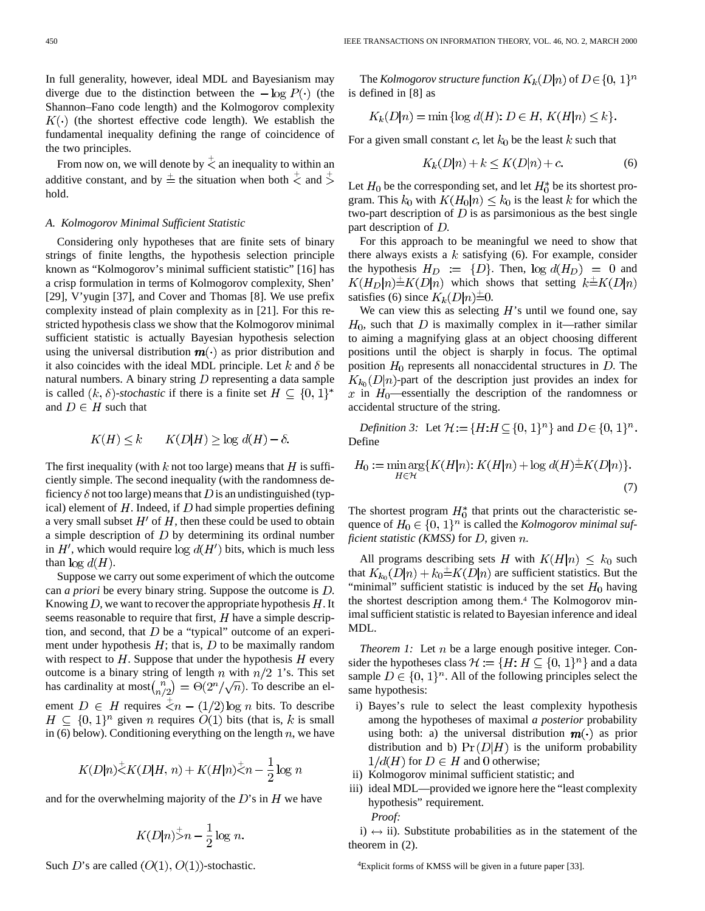In full generality, however, ideal MDL and Bayesianism may diverge due to the distinction between the $-\log P(\cdot)$ (the Shannon–Fano code length) and the Kolmogorov complexity $K(\cdot)$ (the shortest effective code length). We establish the fundamental inequality defining the range of coincidence of the two principles.

From now on, we will denote by $\overset{+}{<}$ an inequality to within an additive constant, and by $\overset{+}{=}$ the situation when both $\overset{+}{<}$ and $\overset{+}{>}$ hold.

### A. Kolmogorov Minimal Sufficient Statistic

Considering only hypotheses that are finite sets of binary strings of finite lengths, the hypothesis selection principle known as "Kolmogorov's minimal sufficient statistic" [16] has a crisp formulation in terms of Kolmogorov complexity, Shen' [29], V'yugin [37], and Cover and Thomas [8]. We use prefix complexity instead of plain complexity as in [21]. For this restricted hypothesis class we show that the Kolmogorov minimal sufficient statistic is actually Bayesian hypothesis selection using the universal distribution $\boldsymbol{m}(\cdot)$ as prior distribution and it also coincides with the ideal MDL principle. Let $k$ and $\delta$ be natural numbers. A binary string $D$ representing a data sample is called *$(k, \delta)$-stochastic* if there is a finite set $H \subseteq \{0, 1\}^*$ and $D \in H$ such that

$$K(H) \leq k \qquad K(D|H) \geq \log d(H) - \delta.$$

The first inequality (with $k$ not too large) means that $H$ is sufficiently simple. The second inequality (with the randomness deficiency $\delta$ not too large) means that $D$ is an undistinguished (typical) element of $H$. Indeed, if $D$ had simple properties defining a very small subset $H'$ of $H$, then these could be used to obtain a simple description of $D$ by determining its ordinal number in $H'$, which would require $\log d(H')$ bits, which is much less than $\log d(H)$.

Suppose we carry out some experiment of which the outcome can *a priori* be every binary string. Suppose the outcome is $D$. Knowing $D$, we want to recover the appropriate hypothesis $H$. It seems reasonable to require that first, $H$ have a simple description, and second, that $D$ be a "typical" outcome of an experiment under hypothesis $H$; that is, $D$ to be maximally random with respect to $H$. Suppose that under the hypothesis $H$ every outcome is a binary string of length $n$ with $n/2$ 1's. This set has cardinality at most $\binom{n}{n/2} = \Theta(2^n/\sqrt{n})$. To describe an element $D \in H$ requires $\overset{+}{<} n - (1/2)\log n$ bits. To describe $H \subseteq \{0, 1\}^n$ given $n$ requires $O(1)$ bits (that is, $k$ is small in (6) below). Conditioning everything on the length $n$, we have

$$K(D|n) \overset{+}{<} K(D|H, n) + K(H|n) \overset{+}{<} n - \frac{1}{2}\log n$$

and for the overwhelming majority of the $D$'s in $H$ we have

$$K(D|n) \overset{+}{>} n - \frac{1}{2}\log n.$$

Such $D$'s are called $(O(1), O(1))$-stochastic.

The *Kolmogorov structure function* $K_k(D|n)$ of $D \in \{0, 1\}^n$ is defined in [8] as

$$K_k(D|n) = \min\{\log d(H) \colon D \in H,\ K(H|n) \leq k\}.$$

For a given small constant $c$, let $k_0$ be the least $k$ such that

$$K_k(D|n) + k \leq K(D|n) + c. \tag{6}$$

Let $H_0$ be the corresponding set, and let $H_0^*$ be its shortest program. This $k_0$ with $K(H_0|n) \leq k_0$ is the least $k$ for which the two-part description of $D$ is as parsimonious as the best single part description of $D$.

For this approach to be meaningful we need to show that there always exists a $k$ satisfying (6). For example, consider the hypothesis $H_D := \{D\}$. Then, $\log d(H_D) = 0$ and $K(H_D|n) \overset{+}{=} K(D|n)$ which shows that setting $k \overset{+}{=} K(D|n)$ satisfies (6) since $K_k(D|n) \overset{+}{=} 0$.

We can view this as selecting $H$'s until we found one, say $H_0$, such that $D$ is maximally complex in it—rather similar to aiming a magnifying glass at an object choosing different positions until the object is sharply in focus. The optimal position $H_0$ represents all nonaccidental structures in $D$. The $K_{k_0}(D|n)$-part of the description just provides an index for $x$ in $H_0$—essentially the description of the randomness or accidental structure of the string.

*Definition 3:* Let $\mathcal{H} := \{H \colon H \subseteq \{0, 1\}^n\}$ and $D \in \{0, 1\}^n$. Define

$$H_0 := \min_{H \in \mathcal{H}} \arg\{K(H|n) \colon K(H|n) + \log d(H) \overset{+}{=} K(D|n)\}. \tag{7}$$

The shortest program $H_0^*$ that prints out the characteristic sequence of $H_0 \in \{0, 1\}^n$ is called the *Kolmogorov minimal sufficient statistic (KMSS)* for $D$, given $n$.

All programs describing sets $H$ with $K(H|n) \leq k_0$ such that $K_{k_0}(D|n) + k_0 \overset{+}{=} K(D|n)$ are sufficient statistics. But the "minimal" sufficient statistic is induced by the set $H_0$ having the shortest description among them.[4] The Kolmogorov minimal sufficient statistic is related to Bayesian inference and ideal MDL.

*Theorem 1:* Let $n$ be a large enough positive integer. Consider the hypotheses class $\mathcal{H} := \{H \colon H \subseteq \{0, 1\}^n\}$ and a data sample $D \in \{0, 1\}^n$. All of the following principles select the same hypothesis:

i) Bayes's rule to select the least complexity hypothesis among the hypotheses of maximal *a posterior* probability using both: a) the universal distribution $\boldsymbol{m}(\cdot)$ as prior distribution and b) $\Pr(D|H)$ is the uniform probability $1/d(H)$ for $D \in H$ and 0 otherwise;

ii) Kolmogorov minimal sufficient statistic; and

iii) ideal MDL—provided we ignore here the "least complexity hypothesis" requirement.

*Proof:*

i) $\leftrightarrow$ ii). Substitute probabilities as in the statement of the theorem in (2).

[4] Explicit forms of KMSS will be given in a future paper [33].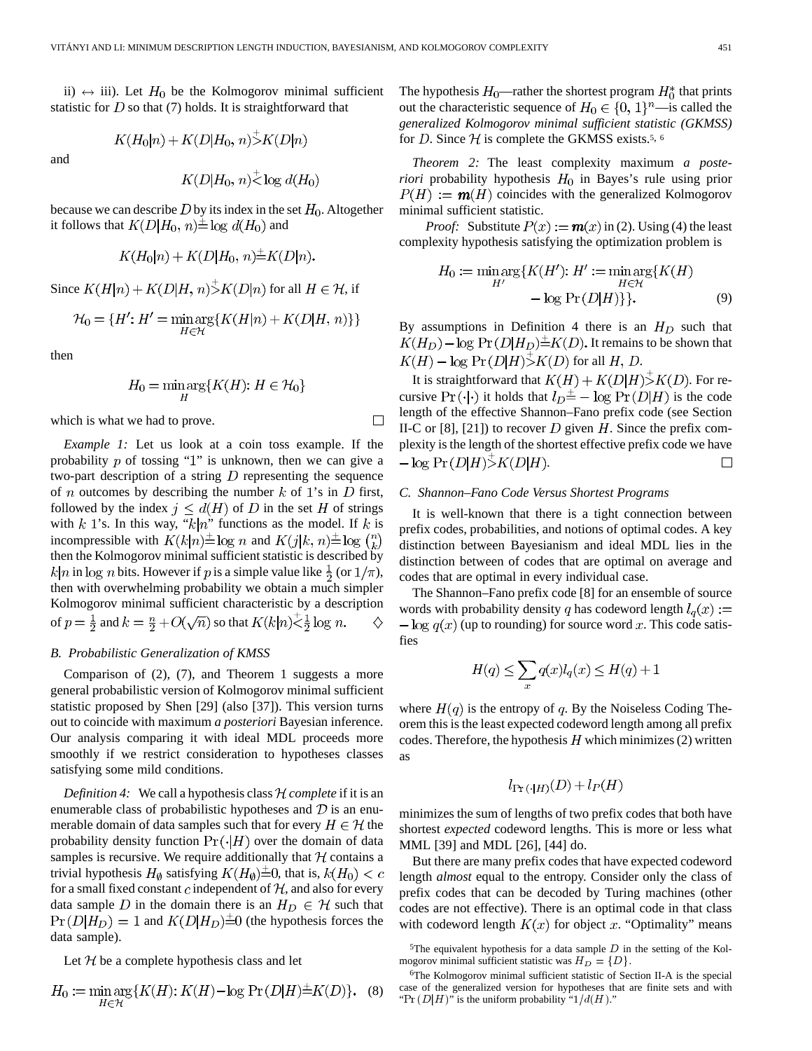ii) $\leftrightarrow$ iii)*. Let $H_0$ be the Kolmogorov minimal sufficient statistic for $D$ so that (7) holds. It is straightforward that

$$K(H_0|n) + K(D|H_0, n) \overset{+}{>} K(D|n)$$

and

$$K(D|H_0, n) \overset{+}{<} \log d(H_0)$$

because we can describe $D$ by its index in the set $H_0$. Altogether it follows that $K(D|H_0, n) \overset{+}{=} \log d(H_0)$ and

$$K(H_0|n) + K(D|H_0, n) \overset{+}{=} K(D|n).$$

Since $K(H|n) + K(D|H, n) \overset{+}{>} K(D|n)$ for all $H \in \mathcal{H}$, if

$$\mathcal{H}_0 = \{H' : H' = \min_{H \in \mathcal{H}} \arg\{K(H|n) + K(D|H, n)\}\}$$

then

$$H_0 = \min_H \arg\{K(H) : H \in \mathcal{H}_0\}$$

which is what we had to prove. $\square$

*Example 1:* Let us look at a coin toss example. If the probability $p$ of tossing "1" is unknown, then we can give a two-part description of a string $D$ representing the sequence of $n$ outcomes by describing the number $k$ of 1's in $D$ first, followed by the index $j \leq d(H)$ of $D$ in the set $H$ of strings with $k$ 1's. In this way, "$k|n$" functions as the model. If $k$ is incompressible with $K(k|n) \overset{+}{=} \log n$ and $K(j|k, n) \overset{+}{=} \log \binom{n}{k}$ then the Kolmogorov minimal sufficient statistic is described by $k|n$ in $\log n$ bits. However if $p$ is a simple value like $\frac{1}{2}$ (or $1/\pi$), then with overwhelming probability we obtain a much simpler Kolmogorov minimal sufficient characteristic by a description of $p = \frac{1}{2}$ and $k = \frac{n}{2} + O(\sqrt{n})$ so that $K(k|n) \overset{+}{<} \frac{1}{2} \log n$. $\diamondsuit$

### B. Probabilistic Generalization of KMSS

Comparison of (2), (7), and Theorem 1 suggests a more general probabilistic version of Kolmogorov minimal sufficient statistic proposed by Shen [29] (also [37]). This version turns out to coincide with maximum *a posteriori* Bayesian inference. Our analysis comparing it with ideal MDL proceeds more smoothly if we restrict consideration to hypotheses classes satisfying some mild conditions.

*Definition 4:* We call a hypothesis class $\mathcal{H}$ *complete* if it is an enumerable class of probabilistic hypotheses and $\mathcal{D}$ is an enumerable domain of data samples such that for every $H \in \mathcal{H}$ the probability density function $\Pr(\cdot|H)$ over the domain of data samples is recursive. We require additionally that $\mathcal{H}$ contains a trivial hypothesis $H_\emptyset$ satisfying $K(H_\emptyset) \overset{+}{=} 0$, that is, $k(H_0) < c$ for a small fixed constant $c$ independent of $\mathcal{H}$, and also for every data sample $D$ in the domain there is an $H_D \in \mathcal{H}$ such that $\Pr(D|H_D) = 1$ and $K(D|H_D) \overset{+}{=} 0$ (the hypothesis forces the data sample).

Let $\mathcal{H}$ be a complete hypothesis class and let

$$H_0 := \min_{H \in \mathcal{H}} \arg\{K(H) : K(H) - \log \Pr(D|H) \overset{+}{=} K(D)\}. \quad (8)$$

The hypothesis $H_0$—rather the shortest program $H_0^*$ that prints out the characteristic sequence of $H_0 \in \{0, 1\}^n$—is called the *generalized Kolmogorov minimal sufficient statistic (GKMSS)* for $D$. Since $\mathcal{H}$ is complete the GKMSS exists.[5, 6]

*Theorem 2:* The least complexity maximum *a posteriori* probability hypothesis $H_0$ in Bayes's rule using prior $P(H) := \mathbf{m}(H)$ coincides with the generalized Kolmogorov minimal sufficient statistic.

*Proof:* Substitute $P(x) := \mathbf{m}(x)$ in (2). Using (4) the least complexity hypothesis satisfying the optimization problem is

$$H_0 := \min_{H'} \arg\{K(H') : H' := \min_{H \in \mathcal{H}} \arg\{K(H) - \log \Pr(D|H)\}\}. \quad (9)$$

By assumptions in Definition 4 there is an $H_D$ such that $K(H_D) - \log \Pr(D|H_D) \overset{+}{=} K(D)$. It remains to be shown that $K(H) - \log \Pr(D|H) \overset{+}{>} K(D)$ for all $H$, $D$.

It is straightforward that $K(H) + K(D|H) \overset{+}{>} K(D)$. For recursive $\Pr(\cdot|\cdot)$ it holds that $l_D \overset{+}{=} -\log \Pr(D|H)$ is the code length of the effective Shannon–Fano prefix code (see Section II-C or [8], [21]) to recover $D$ given $H$. Since the prefix complexity is the length of the shortest effective prefix code we have $-\log \Pr(D|H) \overset{+}{>} K(D|H)$. $\square$

### C. Shannon–Fano Code Versus Shortest Programs

It is well-known that there is a tight connection between prefix codes, probabilities, and notions of optimal codes. A key distinction between Bayesianism and ideal MDL lies in the distinction between of codes that are optimal on average and codes that are optimal in every individual case.

The Shannon–Fano prefix code [8] for an ensemble of source words with probability density $q$ has codeword length $l_q(x) := -\log q(x)$ (up to rounding) for source word $x$. This code satisfies

$$H(q) \leq \sum_x q(x) l_q(x) \leq H(q) + 1$$

where $H(q)$ is the entropy of $q$. By the Noiseless Coding Theorem this is the least expected codeword length among all prefix codes. Therefore, the hypothesis $H$ which minimizes (2) written as

$$l_{\Pr(\cdot|H)}(D) + l_P(H)$$

minimizes the sum of lengths of two prefix codes that both have shortest *expected* codeword lengths. This is more or less what MML [39] and MDL [26], [44] do.

But there are many prefix codes that have expected codeword length *almost* equal to the entropy. Consider only the class of prefix codes that can be decoded by Turing machines (other codes are not effective). There is an optimal code in that class with codeword length $K(x)$ for object $x$. "Optimality" means

[5] The equivalent hypothesis for a data sample $D$ in the setting of the Kolmogorov minimal sufficient statistic was $H_D = \{D\}$.

[6] The Kolmogorov minimal sufficient statistic of Section II-A is the special case of the generalized version for hypotheses that are finite sets and with "$\Pr(D|H)$" is the uniform probability "$1/d(H)$."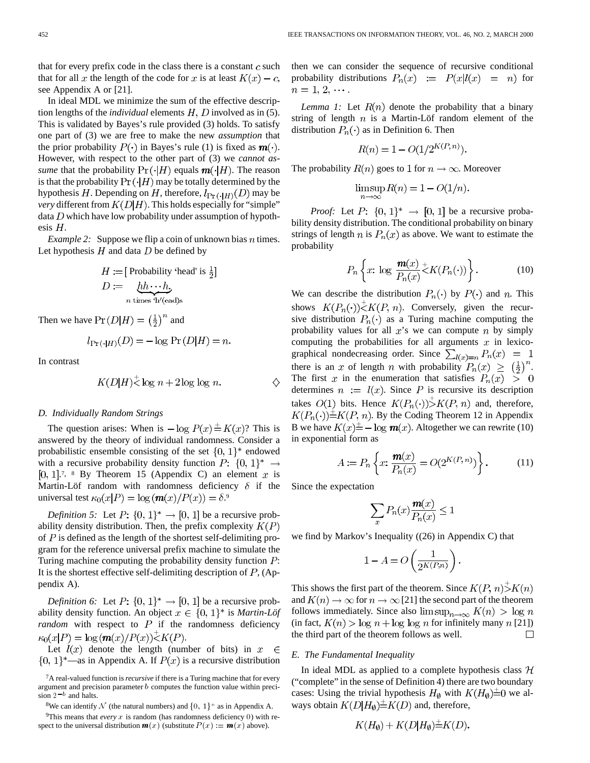that for every prefix code in the class there is a constant $c$ such that for all $x$ the length of the code for $x$ is at least $K(x) - c$, see Appendix A or [21].

In ideal MDL we minimize the sum of the effective description lengths of the *individual* elements $H$, $D$ involved as in (5). This is validated by Bayes's rule provided (3) holds. To satisfy one part of (3) we are free to make the new *assumption* that the prior probability $P(\cdot)$ in Bayes's rule (1) is fixed as $\mathbf{m}(\cdot)$. However, with respect to the other part of (3) we *cannot assume* that the probability $\Pr(\cdot|H)$ equals $\mathbf{m}(\cdot|H)$. The reason is that the probability $\Pr(\cdot|H)$ may be totally determined by the hypothesis $H$. Depending on $H$, therefore, $l_{\Pr(\cdot|H)}(D)$ may be *very* different from $K(D|H)$. This holds especially for "simple" data $D$ which have low probability under assumption of hypothesis $H$.

*Example 2:* Suppose we flip a coin of unknown bias $n$ times. Let hypothesis $H$ and data $D$ be defined by

$$H := [\text{ Probability 'head' is } \tfrac{1}{2}]$$
$$D := \underbrace{hh\cdots h}_{n \text{ times 'h'(ead)s}}$$

Then we have $\Pr(D|H) = \left(\frac{1}{2}\right)^n$ and

$$l_{\Pr(\cdot|H)}(D) = -\log \Pr(D|H) = n.$$

In contrast

$$K(D|H) \stackrel{+}{<} \log n + 2 \log \log n. \qquad \diamond$$

### D. Individually Random Strings

The question arises: When is $-\log P(x) \stackrel{+}{=} K(x)$? This is answered by the theory of individual randomness. Consider a probabilistic ensemble consisting of the set $\{0, 1\}^*$ endowed with a recursive probability density function $P: \{0, 1\}^* \rightarrow [0, 1]$.[7, 8] By Theorem 15 (Appendix C) an element $x$ is Martin-Löf random with randomness deficiency $\delta$ if the universal test $\kappa_0(x|P) = \log(\mathbf{m}(x)/P(x)) = \delta$.[9]

*Definition 5:* Let $P: \{0, 1\}^* \rightarrow [0, 1]$ be a recursive probability density distribution. Then, the prefix complexity $K(P)$ of $P$ is defined as the length of the shortest self-delimiting program for the reference universal prefix machine to simulate the Turing machine computing the probability density function $P$: It is the shortest effective self-delimiting description of $P$, (Appendix A).

*Definition 6:* Let $P: \{0, 1\}^* \rightarrow [0, 1]$ be a recursive probability density function. An object $x \in \{0, 1\}^*$ is *Martin-Löf random* with respect to $P$ if the randomness deficiency $\kappa_0(x|P) = \log(\mathbf{m}(x)/P(x)) \stackrel{+}{<} K(P)$.

Let $l(x)$ denote the length (number of bits) in $x \in \{0, 1\}^*$—as in Appendix A. If $P(x)$ is a recursive distribution then we can consider the sequence of recursive conditional probability distributions $P_n(x) := P(x|l(x) = n)$ for $n = 1, 2, \cdots$.

*Lemma 1:* Let $R(n)$ denote the probability that a binary string of length $n$ is a Martin-Löf random element of the distribution $P_n(\cdot)$ as in Definition 6. Then

$$R(n) = 1 - O(1/2^{K(P, n)}).$$

The probability $R(n)$ goes to 1 for $n \rightarrow \infty$. Moreover

$$\limsup_{n \rightarrow \infty} R(n) = 1 - O(1/n).$$

*Proof:* Let $P: \{0, 1\}^* \rightarrow [0, 1]$ be a recursive probability density distribution. The conditional probability on binary strings of length $n$ is $P_n(x)$ as above. We want to estimate the probability

$$P_n\left\{x: \log \frac{\mathbf{m}(x)}{P_n(x)} \stackrel{+}{<} K(P_n(\cdot))\right\}. \tag{10}$$

We can describe the distribution $P_n(\cdot)$ by $P(\cdot)$ and $n$. This shows $K(P_n(\cdot)) \stackrel{+}{<} K(P, n)$. Conversely, given the recursive distribution $P_n(\cdot)$ as a Turing machine computing the probability values for all $x$'s we can compute $n$ by simply computing the probabilities for all arguments $x$ in lexicographical nondecreasing order. Since $\sum_{l(x)=n} P_n(x) = 1$ there is an $x$ of length $n$ with probability $P_n(x) \geq \left(\frac{1}{2}\right)^n$. The first $x$ in the enumeration that satisfies $P_n(x) > 0$ determines $n := l(x)$. Since $P$ is recursive its description takes $O(1)$ bits. Hence $K(P_n(\cdot)) \stackrel{+}{>} K(P, n)$ and, therefore, $K(P_n(\cdot)) \stackrel{+}{=} K(P, n)$. By the Coding Theorem 12 in Appendix B we have $K(x) \stackrel{+}{=} -\log \mathbf{m}(x)$. Altogether we can rewrite (10) in exponential form as

$$A := P_n\left\{x: \frac{\mathbf{m}(x)}{P_n(x)} = O(2^{K(P, n)})\right\}. \tag{11}$$

Since the expectation

$$\sum_x P_n(x) \frac{\mathbf{m}(x)}{P_n(x)} \leq 1$$

we find by Markov's Inequality ((26) in Appendix C) that

$$1 - A = O\left(\frac{1}{2^{K(P, n)}}\right).$$

This shows the first part of the theorem. Since $K(P, n) \stackrel{+}{>} K(n)$ and $K(n) \rightarrow \infty$ for $n \rightarrow \infty$ [21] the second part of the theorem follows immediately. Since also $\limsup_{n \rightarrow \infty} K(n) > \log n$ (in fact, $K(n) > \log n + \log \log n$ for infinitely many $n$ [21]) the third part of the theorem follows as well. $\square$

### E. The Fundamental Inequality

In ideal MDL as applied to a complete hypothesis class $\mathcal{H}$ ("complete" in the sense of Definition 4) there are two boundary cases: Using the trivial hypothesis $H_\emptyset$ with $K(H_\emptyset) \stackrel{+}{=} 0$ we always obtain $K(D|H_\emptyset) \stackrel{+}{=} K(D)$ and, therefore,

$$K(H_\emptyset) + K(D|H_\emptyset) \stackrel{+}{=} K(D).$$

[7] A real-valued function is *recursive* if there is a Turing machine that for every argument and precision parameter $b$ computes the function value within precision $2^{-b}$ and halts.

[8] We can identify $\mathcal{N}$ (the natural numbers) and $\{0, 1\}^*$ as in Appendix A.

[9] This means that *every* $x$ is random (has randomness deficiency 0) with respect to the universal distribution $\mathbf{m}(x)$ (substitute $P(x) := \mathbf{m}(x)$ above).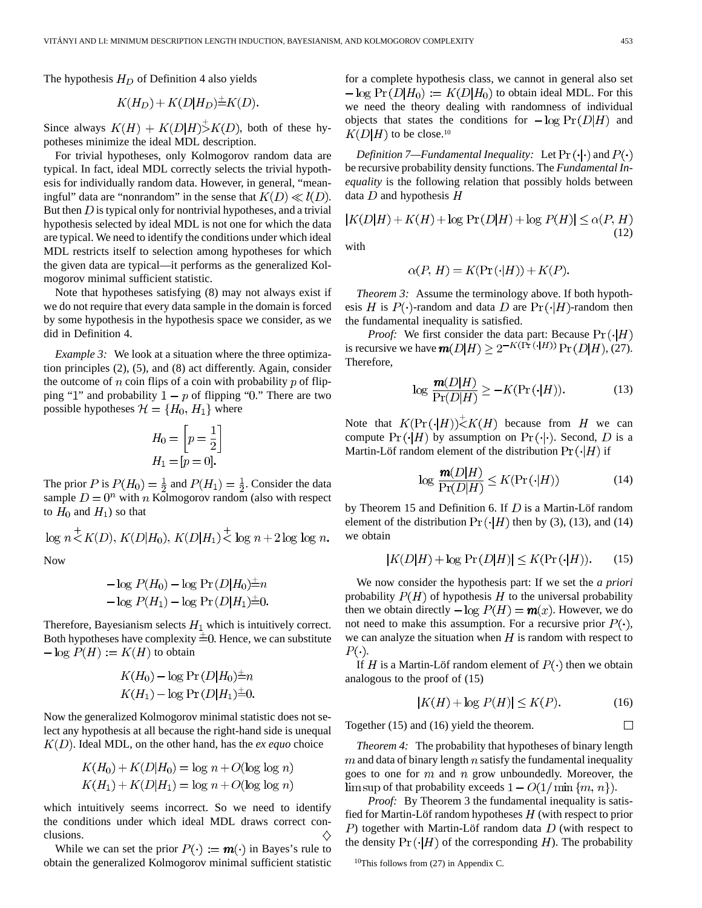The hypothesis $H_D$ of Definition 4 also yields

$$K(H_D) + K(D|H_D) \stackrel{+}{=} K(D).$$

Since always $K(H) + K(D|H) \stackrel{+}{>} K(D)$, both of these hypotheses minimize the ideal MDL description.

For trivial hypotheses, only Kolmogorov random data are typical. In fact, ideal MDL correctly selects the trivial hypothesis for individually random data. However, in general, "meaningful" data are "nonrandom" in the sense that $K(D) \ll l(D)$. But then $D$ is typical only for nontrivial hypotheses, and a trivial hypothesis selected by ideal MDL is not one for which the data are typical. We need to identify the conditions under which ideal MDL restricts itself to selection among hypotheses for which the given data are typical—it performs as the generalized Kolmogorov minimal sufficient statistic.

Note that hypotheses satisfying (8) may not always exist if we do not require that every data sample in the domain is forced by some hypothesis in the hypothesis space we consider, as we did in Definition 4.

*Example 3:* We look at a situation where the three optimization principles (2), (5), and (8) act differently. Again, consider the outcome of $n$ coin flips of a coin with probability $p$ of flipping "1" and probability $1-p$ of flipping "0." There are two possible hypotheses $\mathcal{H} = \{H_0, H_1\}$ where

$$H_0 = \left[p = \frac{1}{2}\right]$$
$$H_1 = [p = 0].$$

The prior $P$ is $P(H_0) = \frac{1}{2}$ and $P(H_1) = \frac{1}{2}$. Consider the data sample $D = 0^n$ with $n$ Kolmogorov random (also with respect to $H_0$ and $H_1$) so that

$$\log n \stackrel{+}{<} K(D),\ K(D|H_0),\ K(D|H_1) \stackrel{+}{<} \log n + 2\log\log n.$$

Now

$$-\log P(H_0) - \log \Pr(D|H_0) \stackrel{+}{=} n$$
$$-\log P(H_1) - \log \Pr(D|H_1) \stackrel{+}{=} 0.$$

Therefore, Bayesianism selects $H_1$ which is intuitively correct. Both hypotheses have complexity $\stackrel{+}{=} 0$. Hence, we can substitute $-\log P(H) := K(H)$ to obtain

$$K(H_0) - \log \Pr(D|H_0) \stackrel{+}{=} n$$
$$K(H_1) - \log \Pr(D|H_1) \stackrel{+}{=} 0.$$

Now the generalized Kolmogorov minimal statistic does not select any hypothesis at all because the right-hand side is unequal $K(D)$. Ideal MDL, on the other hand, has the *ex equo* choice

$$K(H_0) + K(D|H_0) = \log n + O(\log\log n)$$
$$K(H_1) + K(D|H_1) = \log n + O(\log\log n)$$

which intuitively seems incorrect. So we need to identify the conditions under which ideal MDL draws correct conclusions. $\diamond$

While we can set the prior $P(\cdot) := \boldsymbol{m}(\cdot)$ in Bayes's rule to obtain the generalized Kolmogorov minimal sufficient statistic for a complete hypothesis class, we cannot in general also set $-\log \Pr(D|H_0) := K(D|H_0)$ to obtain ideal MDL. For this we need the theory dealing with randomness of individual objects that states the conditions for $-\log \Pr(D|H)$ and $K(D|H)$ to be close.[10]

*Definition 7—Fundamental Inequality:* Let $\Pr(\cdot|\cdot)$ and $P(\cdot)$ be recursive probability density functions. The *Fundamental Inequality* is the following relation that possibly holds between data $D$ and hypothesis $H$

$$|K(D|H) + K(H) + \log \Pr(D|H) + \log P(H)| \le \alpha(P, H) \tag{12}$$

with

$$\alpha(P, H) = K(\Pr(\cdot|H)) + K(P).$$

*Theorem 3:* Assume the terminology above. If both hypothesis $H$ is $P(\cdot)$-random and data $D$ are $\Pr(\cdot|H)$-random then the fundamental inequality is satisfied.

*Proof:* We first consider the data part: Because $\Pr(\cdot|H)$ is recursive we have $\boldsymbol{m}(D|H) \ge 2^{-K(\Pr(\cdot|H))}\Pr(D|H)$, (27). Therefore,

$$\log \frac{\boldsymbol{m}(D|H)}{\Pr(D|H)} \ge -K(\Pr(\cdot|H)). \tag{13}$$

Note that $K(\Pr(\cdot|H)) \stackrel{+}{<} K(H)$ because from $H$ we can compute $\Pr(\cdot|H)$ by assumption on $\Pr(\cdot|\cdot)$. Second, $D$ is a Martin-Löf random element of the distribution $\Pr(\cdot|H)$ if

$$\log \frac{\boldsymbol{m}(D|H)}{\Pr(D|H)} \le K(\Pr(\cdot|H)) \tag{14}$$

by Theorem 15 and Definition 6. If $D$ is a Martin-Löf random element of the distribution $\Pr(\cdot|H)$ then by (3), (13), and (14) we obtain

$$|K(D|H) + \log \Pr(D|H)| \le K(\Pr(\cdot|H)). \tag{15}$$

We now consider the hypothesis part: If we set the *a priori* probability $P(H)$ of hypothesis $H$ to the universal probability then we obtain directly $-\log P(H) = \boldsymbol{m}(x)$. However, we do not need to make this assumption. For a recursive prior $P(\cdot)$, we can analyze the situation when $H$ is random with respect to $P(\cdot)$.

If $H$ is a Martin-Löf random element of $P(\cdot)$ then we obtain analogous to the proof of (15)

$$|K(H) + \log P(H)| \le K(P). \tag{16}$$

Together (15) and (16) yield the theorem. $\square$

*Theorem 4:* The probability that hypotheses of binary length $m$ and data of binary length $n$ satisfy the fundamental inequality goes to one for $m$ and $n$ grow unboundedly. Moreover, the $\limsup$ of that probability exceeds $1 - O(1/\min\{m, n\})$.

*Proof:* By Theorem 3 the fundamental inequality is satisfied for Martin-Löf random hypotheses $H$ (with respect to prior $P$) together with Martin-Löf random data $D$ (with respect to the density $\Pr(\cdot|H)$ of the corresponding $H$). The probability

[10] This follows from (27) in Appendix C.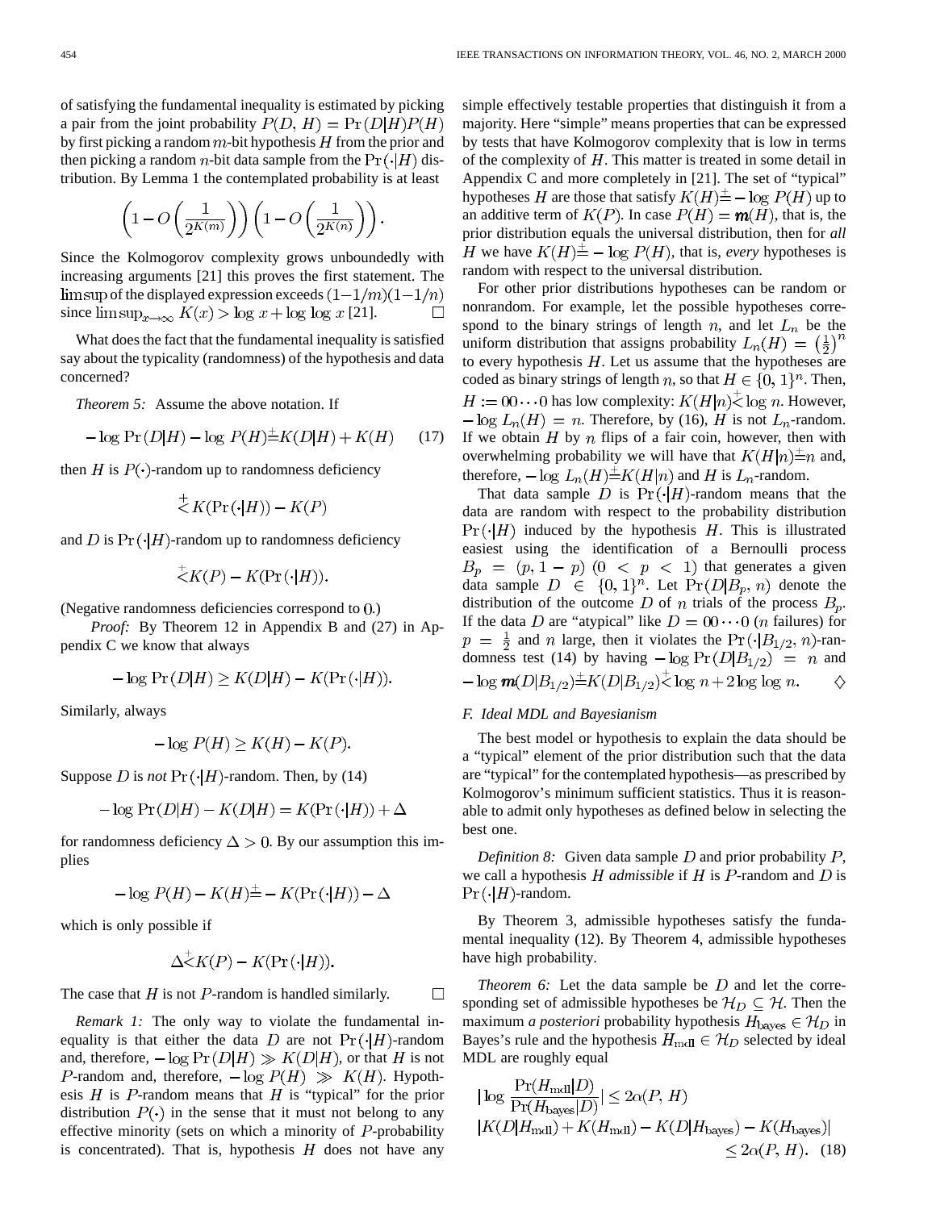of satisfying the fundamental inequality is estimated by picking a pair from the joint probability $P(D, H) = \Pr(D|H)P(H)$ by first picking a random $m$-bit hypothesis $H$ from the prior and then picking a random $n$-bit data sample from the $\Pr(\cdot|H)$ distribution. By Lemma 1 the contemplated probability is at least

$$\left(1 - O\left(\frac{1}{2^{K(m)}}\right)\right)\left(1 - O\left(\frac{1}{2^{K(n)}}\right)\right).$$

Since the Kolmogorov complexity grows unboundedly with increasing arguments [21] this proves the first statement. The $\limsup$ of the displayed expression exceeds $(1-1/m)(1-1/n)$ since $\limsup_{x\to\infty} K(x) > \log x + \log\log x$ [21]. □

What does the fact that the fundamental inequality is satisfied say about the typicality (randomness) of the hypothesis and data concerned?

*Theorem 5:* Assume the above notation. If

$$-\log \Pr(D|H) - \log P(H) \stackrel{+}{=} K(D|H) + K(H) \tag{17}$$

then $H$ is $P(\cdot)$-random up to randomness deficiency

$$\stackrel{+}{<} K(\Pr(\cdot|H)) - K(P)$$

and $D$ is $\Pr(\cdot|H)$-random up to randomness deficiency

$$\stackrel{+}{<} K(P) - K(\Pr(\cdot|H)).$$

(Negative randomness deficiencies correspond to 0.)

*Proof:* By Theorem 12 in Appendix B and (27) in Appendix C we know that always

$$-\log \Pr(D|H) \geq K(D|H) - K(\Pr(\cdot|H)).$$

Similarly, always

$$-\log P(H) \geq K(H) - K(P).$$

Suppose $D$ is *not* $\Pr(\cdot|H)$-random. Then, by (14)

$$-\log \Pr(D|H) - K(D|H) = K(\Pr(\cdot|H)) + \Delta$$

for randomness deficiency $\Delta > 0$. By our assumption this implies

$$-\log P(H) - K(H) \stackrel{+}{=} -K(\Pr(\cdot|H)) - \Delta$$

which is only possible if

$$\Delta \stackrel{+}{<} K(P) - K(\Pr(\cdot|H)).$$

The case that $H$ is not $P$-random is handled similarly. □

*Remark 1:* The only way to violate the fundamental inequality is that either the data $D$ are not $\Pr(\cdot|H)$-random and, therefore, $-\log \Pr(D|H) \gg K(D|H)$, or that $H$ is not $P$-random and, therefore, $-\log P(H) \gg K(H)$. Hypothesis $H$ is $P$-random means that $H$ is "typical" for the prior distribution $P(\cdot)$ in the sense that it must not belong to any effective minority (sets on which a minority of $P$-probability is concentrated). That is, hypothesis $H$ does not have any simple effectively testable properties that distinguish it from a majority. Here "simple" means properties that can be expressed by tests that have Kolmogorov complexity that is low in terms of the complexity of $H$. This matter is treated in some detail in Appendix C and more completely in [21]. The set of "typical" hypotheses $H$ are those that satisfy $K(H) \stackrel{+}{=} -\log P(H)$ up to an additive term of $K(P)$. In case $P(H) = \mathbf{m}(H)$, that is, the prior distribution equals the universal distribution, then for *all* $H$ we have $K(H) \stackrel{+}{=} -\log P(H)$, that is, *every* hypotheses is random with respect to the universal distribution.

For other prior distributions hypotheses can be random or nonrandom. For example, let the possible hypotheses correspond to the binary strings of length $n$, and let $L_n$ be the uniform distribution that assigns probability $L_n(H) = \left(\frac{1}{2}\right)^n$ to every hypothesis $H$. Let us assume that the hypotheses are coded as binary strings of length $n$, so that $H \in \{0,1\}^n$. Then, $H := 00\cdots0$ has low complexity: $K(H|n) \stackrel{+}{<} \log n$. However, $-\log L_n(H) = n$. Therefore, by (16), $H$ is not $L_n$-random. If we obtain $H$ by $n$ flips of a fair coin, however, then with overwhelming probability we will have that $K(H|n) \stackrel{+}{=} n$ and, therefore, $-\log L_n(H) \stackrel{+}{=} K(H|n)$ and $H$ is $L_n$-random.

That data sample $D$ is $\Pr(\cdot|H)$-random means that the data are random with respect to the probability distribution $\Pr(\cdot|H)$ induced by the hypothesis $H$. This is illustrated easiest using the identification of a Bernoulli process $B_p = (p, 1-p)$ $(0 < p < 1)$ that generates a given data sample $D \in \{0,1\}^n$. Let $\Pr(D|B_p, n)$ denote the distribution of the outcome $D$ of $n$ trials of the process $B_p$. If the data $D$ are "atypical" like $D = 00\cdots0$ ($n$ failures) for $p = \frac{1}{2}$ and $n$ large, then it violates the $\Pr(\cdot|B_{1/2}, n)$-randomness test (14) by having $-\log \Pr(D|B_{1/2}) = n$ and $-\log \mathbf{m}(D|B_{1/2}) \stackrel{+}{=} K(D|B_{1/2}) \stackrel{+}{<} \log n + 2\log\log n$. ◇

### F. Ideal MDL and Bayesianism

The best model or hypothesis to explain the data should be a "typical" element of the prior distribution such that the data are "typical" for the contemplated hypothesis—as prescribed by Kolmogorov's minimum sufficient statistics. Thus it is reasonable to admit only hypotheses as defined below in selecting the best one.

*Definition 8:* Given data sample $D$ and prior probability $P$, we call a hypothesis $H$ *admissible* if $H$ is $P$-random and $D$ is $\Pr(\cdot|H)$-random.

By Theorem 3, admissible hypotheses satisfy the fundamental inequality (12). By Theorem 4, admissible hypotheses have high probability.

*Theorem 6:* Let the data sample be $D$ and let the corresponding set of admissible hypotheses be $\mathcal{H}_D \subseteq \mathcal{H}$. Then the maximum *a posteriori* probability hypothesis $H_{\text{bayes}} \in \mathcal{H}_D$ in Bayes's rule and the hypothesis $H_{\text{mdl}} \in \mathcal{H}_D$ selected by ideal MDL are roughly equal

$$\begin{aligned}
&\left|\log \frac{\Pr(H_{\text{mdl}}|D)}{\Pr(H_{\text{bayes}}|D)}\right| \leq 2\alpha(P, H) \\
&|K(D|H_{\text{mdl}}) + K(H_{\text{mdl}}) - K(D|H_{\text{bayes}}) - K(H_{\text{bayes}})| \\
&\qquad\qquad \leq 2\alpha(P, H).
\end{aligned} \tag{18}$$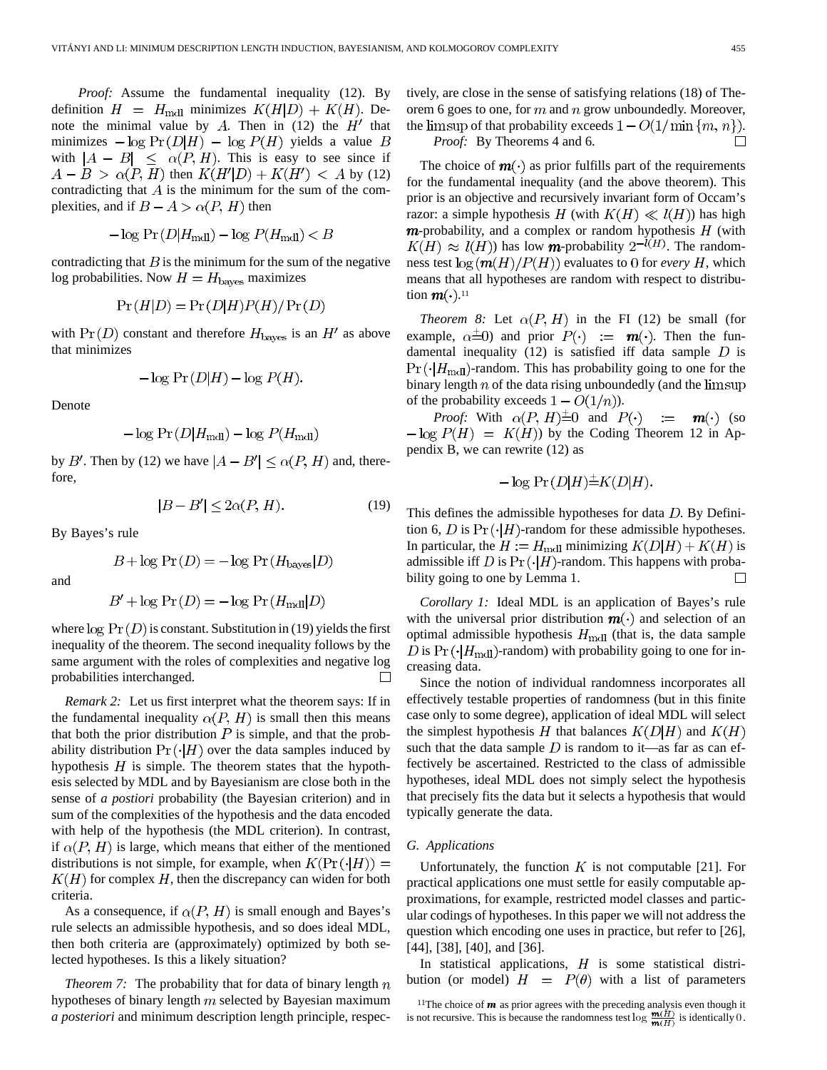*Proof:* Assume the fundamental inequality (12). By definition $H = H_{\rm mdl}$ minimizes $K(H|D) + K(H)$. Denote the minimal value by $A$. Then in (12) the $H'$ that minimizes $-\log \Pr(D|H) - \log P(H)$ yields a value $B$ with $|A - B| \leq \alpha(P, H)$. This is easy to see since if $A - B > \alpha(P, H)$ then $K(H'|D) + K(H') < A$ by (12) contradicting that $A$ is the minimum for the sum of the complexities, and if $B - A > \alpha(P, H)$ then

$$-\log \Pr(D|H_{\rm mdl}) - \log P(H_{\rm mdl}) < B$$

contradicting that $B$ is the minimum for the sum of the negative log probabilities. Now $H = H_{\rm bayes}$ maximizes

$$\Pr(H|D) = \Pr(D|H)P(H)/\Pr(D)$$

with $\Pr(D)$ constant and therefore $H_{\rm bayes}$ is an $H'$ as above that minimizes

$$-\log \Pr(D|H) - \log P(H).$$

Denote

$$-\log \Pr(D|H_{\rm mdl}) - \log P(H_{\rm mdl})$$

by $B'$. Then by (12) we have $|A - B'| \leq \alpha(P, H)$ and, therefore,

$$|B - B'| \leq 2\alpha(P, H). \tag{19}$$

By Bayes's rule

$$B + \log \Pr(D) = -\log \Pr(H_{\rm bayes}|D)$$

and

$$B' + \log \Pr(D) = -\log \Pr(H_{\rm mdl}|D)$$

where $\log \Pr(D)$ is constant. Substitution in (19) yields the first inequality of the theorem. The second inequality follows by the same argument with the roles of complexities and negative log probabilities interchanged. $\square$

*Remark 2:* Let us first interpret what the theorem says: If in the fundamental inequality $\alpha(P, H)$ is small then this means that both the prior distribution $P$ is simple, and that the probability distribution $\Pr(\cdot|H)$ over the data samples induced by hypothesis $H$ is simple. The theorem states that the hypothesis selected by MDL and by Bayesianism are close both in the sense of *a postiori* probability (the Bayesian criterion) and in sum of the complexities of the hypothesis and the data encoded with help of the hypothesis (the MDL criterion). In contrast, if $\alpha(P, H)$ is large, which means that either of the mentioned distributions is not simple, for example, when $K(\Pr(\cdot|H)) = K(H)$ for complex $H$, then the discrepancy can widen for both criteria.

As a consequence, if $\alpha(P, H)$ is small enough and Bayes's rule selects an admissible hypothesis, and so does ideal MDL, then both criteria are (approximately) optimized by both selected hypotheses. Is this a likely situation?

*Theorem 7:* The probability that for data of binary length $n$ hypotheses of binary length $m$ selected by Bayesian maximum *a posteriori* and minimum description length principle, respectively, are close in the sense of satisfying relations (18) of Theorem 6 goes to one, for $m$ and $n$ grow unboundedly. Moreover, the $\limsup$ of that probability exceeds $1 - O(1/\min\{m, n\})$.

*Proof:* By Theorems 4 and 6. $\square$

The choice of $\boldsymbol{m}(\cdot)$ as prior fulfills part of the requirements for the fundamental inequality (and the above theorem). This prior is an objective and recursively invariant form of Occam's razor: a simple hypothesis $H$ (with $K(H) \ll l(H)$) has high $\boldsymbol{m}$-probability, and a complex or random hypothesis $H$ (with $K(H) \approx l(H)$) has low $\boldsymbol{m}$-probability $2^{-l(H)}$. The randomness test $\log(\boldsymbol{m}(H)/P(H))$ evaluates to $0$ for *every* $H$, which means that all hypotheses are random with respect to distribution $\boldsymbol{m}(\cdot)$.[11]

*Theorem 8:* Let $\alpha(P, H)$ in the FI (12) be small (for example, $\alpha \stackrel{\pm}{=} 0$) and prior $P(\cdot) := \boldsymbol{m}(\cdot)$. Then the fundamental inequality (12) is satisfied iff data sample $D$ is $\Pr(\cdot|H_{\rm mdl})$-random. This has probability going to one for the binary length $n$ of the data rising unboundedly (and the $\limsup$ of the probability exceeds $1 - O(1/n)$).

*Proof:* With $\alpha(P, H) \stackrel{\pm}{=} 0$ and $P(\cdot) := \boldsymbol{m}(\cdot)$ (so $-\log P(H) = K(H)$) by the Coding Theorem 12 in Appendix B, we can rewrite (12) as

$$-\log \Pr(D|H) \stackrel{\pm}{=} K(D|H).$$

This defines the admissible hypotheses for data $D$. By Definition 6, $D$ is $\Pr(\cdot|H)$-random for these admissible hypotheses. In particular, the $H := H_{\rm mdl}$ minimizing $K(D|H) + K(H)$ is admissible iff $D$ is $\Pr(\cdot|H)$-random. This happens with probability going to one by Lemma 1. $\square$

*Corollary 1:* Ideal MDL is an application of Bayes's rule with the universal prior distribution $\boldsymbol{m}(\cdot)$ and selection of an optimal admissible hypothesis $H_{\rm mdl}$ (that is, the data sample $D$ is $\Pr(\cdot|H_{\rm mdl})$-random) with probability going to one for increasing data.

Since the notion of individual randomness incorporates all effectively testable properties of randomness (but in this finite case only to some degree), application of ideal MDL will select the simplest hypothesis $H$ that balances $K(D|H)$ and $K(H)$ such that the data sample $D$ is random to it—as far as can effectively be ascertained. Restricted to the class of admissible hypotheses, ideal MDL does not simply select the hypothesis that precisely fits the data but it selects a hypothesis that would typically generate the data.

### G. Applications

Unfortunately, the function $K$ is not computable [21]. For practical applications one must settle for easily computable approximations, for example, restricted model classes and particular codings of hypotheses. In this paper we will not address the question which encoding one uses in practice, but refer to [26], [44], [38], [40], and [36].

In statistical applications, $H$ is some statistical distribution (or model) $H = P(\theta)$ with a list of parameters

[11] The choice of $\boldsymbol{m}$ as prior agrees with the preceding analysis even though it is not recursive. This is because the randomness test $\log \frac{\boldsymbol{m}(H)}{\boldsymbol{m}(H)}$ is identically $0$.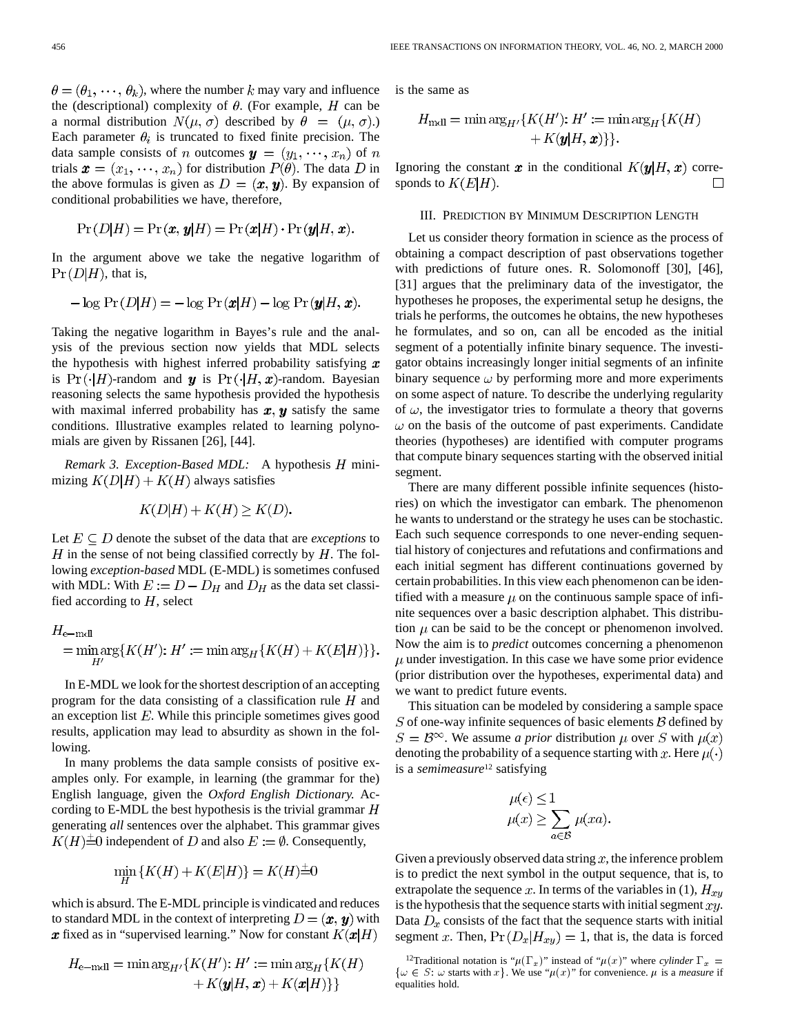$\theta = (\theta_1, \cdots, \theta_k)$, where the number $k$ may vary and influence the (descriptional) complexity of $\theta$. (For example, $H$ can be a normal distribution $N(\mu, \sigma)$ described by $\theta = (\mu, \sigma)$.) Each parameter $\theta_i$ is truncated to fixed finite precision. The data sample consists of $n$ outcomes $\boldsymbol{y} = (y_1, \cdots, x_n)$ of $n$ trials $\boldsymbol{x} = (x_1, \cdots, x_n)$ for distribution $P(\theta)$. The data $D$ in the above formulas is given as $D = (\boldsymbol{x}, \boldsymbol{y})$. By expansion of conditional probabilities we have, therefore,

$$\Pr(D|H) = \Pr(\boldsymbol{x}, \boldsymbol{y}|H) = \Pr(\boldsymbol{x}|H) \cdot \Pr(\boldsymbol{y}|H, \boldsymbol{x}).$$

In the argument above we take the negative logarithm of $\Pr(D|H)$, that is,

$$-\log \Pr(D|H) = -\log \Pr(\boldsymbol{x}|H) - \log \Pr(\boldsymbol{y}|H, \boldsymbol{x}).$$

Taking the negative logarithm in Bayes's rule and the analysis of the previous section now yields that MDL selects the hypothesis with highest inferred probability satisfying $\boldsymbol{x}$ is $\Pr(\cdot|H)$-random and $\boldsymbol{y}$ is $\Pr(\cdot|H, \boldsymbol{x})$-random. Bayesian reasoning selects the same hypothesis provided the hypothesis with maximal inferred probability has $\boldsymbol{x}, \boldsymbol{y}$ satisfy the same conditions. Illustrative examples related to learning polynomials are given by Rissanen [26], [44].

*Remark 3. Exception-Based MDL:* A hypothesis $H$ minimizing $K(D|H) + K(H)$ always satisfies

$$K(D|H) + K(H) \geq K(D).$$

Let $E \subseteq D$ denote the subset of the data that are *exceptions* to $H$ in the sense of not being classified correctly by $H$. The following *exception-based* MDL (E-MDL) is sometimes confused with MDL: With $E := D - D_H$ and $D_H$ as the data set classified according to $H$, select

$$H_{\text{e-mdl}} = \min_{H'} \arg\{K(H'): H' := \min \arg_H \{K(H) + K(E|H)\}\}.$$

In E-MDL we look for the shortest description of an accepting program for the data consisting of a classification rule $H$ and an exception list $E$. While this principle sometimes gives good results, application may lead to absurdity as shown in the following.

In many problems the data sample consists of positive examples only. For example, in learning (the grammar for the) English language, given the *Oxford English Dictionary.* According to E-MDL the best hypothesis is the trivial grammar $H$ generating *all* sentences over the alphabet. This grammar gives $K(H) \stackrel{\pm}{=} 0$ independent of $D$ and also $E := \emptyset$. Consequently,

$$\min_H \{K(H) + K(E|H)\} = K(H) \stackrel{\pm}{=} 0$$

which is absurd. The E-MDL principle is vindicated and reduces to standard MDL in the context of interpreting $D = (\boldsymbol{x}, \boldsymbol{y})$ with $\boldsymbol{x}$ fixed as in "supervised learning." Now for constant $K(\boldsymbol{x}|H)$

$$H_{\text{e-mdl}} = \min \arg_{H'} \{K(H'): H' := \min \arg_H \{K(H) + K(\boldsymbol{y}|H, \boldsymbol{x}) + K(\boldsymbol{x}|H)\}\}$$

is the same as

$$H_{\text{mdl}} = \min \arg_{H'} \{K(H'): H' := \min \arg_H \{K(H) + K(\boldsymbol{y}|H, \boldsymbol{x})\}\}.$$

Ignoring the constant $\boldsymbol{x}$ in the conditional $K(\boldsymbol{y}|H, \boldsymbol{x})$ corresponds to $K(E|H)$. $\square$

## III. Prediction by Minimum Description Length

Let us consider theory formation in science as the process of obtaining a compact description of past observations together with predictions of future ones. R. Solomonoff [30], [46], [31] argues that the preliminary data of the investigator, the hypotheses he proposes, the experimental setup he designs, the trials he performs, the outcomes he obtains, the new hypotheses he formulates, and so on, can all be encoded as the initial segment of a potentially infinite binary sequence. The investigator obtains increasingly longer initial segments of an infinite binary sequence $\omega$ by performing more and more experiments on some aspect of nature. To describe the underlying regularity of $\omega$, the investigator tries to formulate a theory that governs $\omega$ on the basis of the outcome of past experiments. Candidate theories (hypotheses) are identified with computer programs that compute binary sequences starting with the observed initial segment.

There are many different possible infinite sequences (histories) on which the investigator can embark. The phenomenon he wants to understand or the strategy he uses can be stochastic. Each such sequence corresponds to one never-ending sequential history of conjectures and refutations and confirmations and each initial segment has different continuations governed by certain probabilities. In this view each phenomenon can be identified with a measure $\mu$ on the continuous sample space of infinite sequences over a basic description alphabet. This distribution $\mu$ can be said to be the concept or phenomenon involved. Now the aim is to *predict* outcomes concerning a phenomenon $\mu$ under investigation. In this case we have some prior evidence (prior distribution over the hypotheses, experimental data) and we want to predict future events.

This situation can be modeled by considering a sample space $S$ of one-way infinite sequences of basic elements $\mathcal{B}$ defined by $S = \mathcal{B}^\infty$. We assume *a prior* distribution $\mu$ over $S$ with $\mu(x)$ denoting the probability of a sequence starting with $x$. Here $\mu(\cdot)$ is a *semimeasure*[12] satisfying

$$\mu(\epsilon) \leq 1$$
$$\mu(x) \geq \sum_{a \in \mathcal{B}} \mu(xa).$$

Given a previously observed data string $x$, the inference problem is to predict the next symbol in the output sequence, that is, to extrapolate the sequence $x$. In terms of the variables in (1), $H_{xy}$ is the hypothesis that the sequence starts with initial segment $xy$. Data $D_x$ consists of the fact that the sequence starts with initial segment $x$. Then, $\Pr(D_x|H_{xy}) = 1$, that is, the data is forced

[12] Traditional notation is "$\mu(\Gamma_x)$" instead of "$\mu(x)$" where *cylinder* $\Gamma_x = \{\omega \in S: \omega \text{ starts with } x\}$. We use "$\mu(x)$" for convenience. $\mu$ is a *measure* if equalities hold.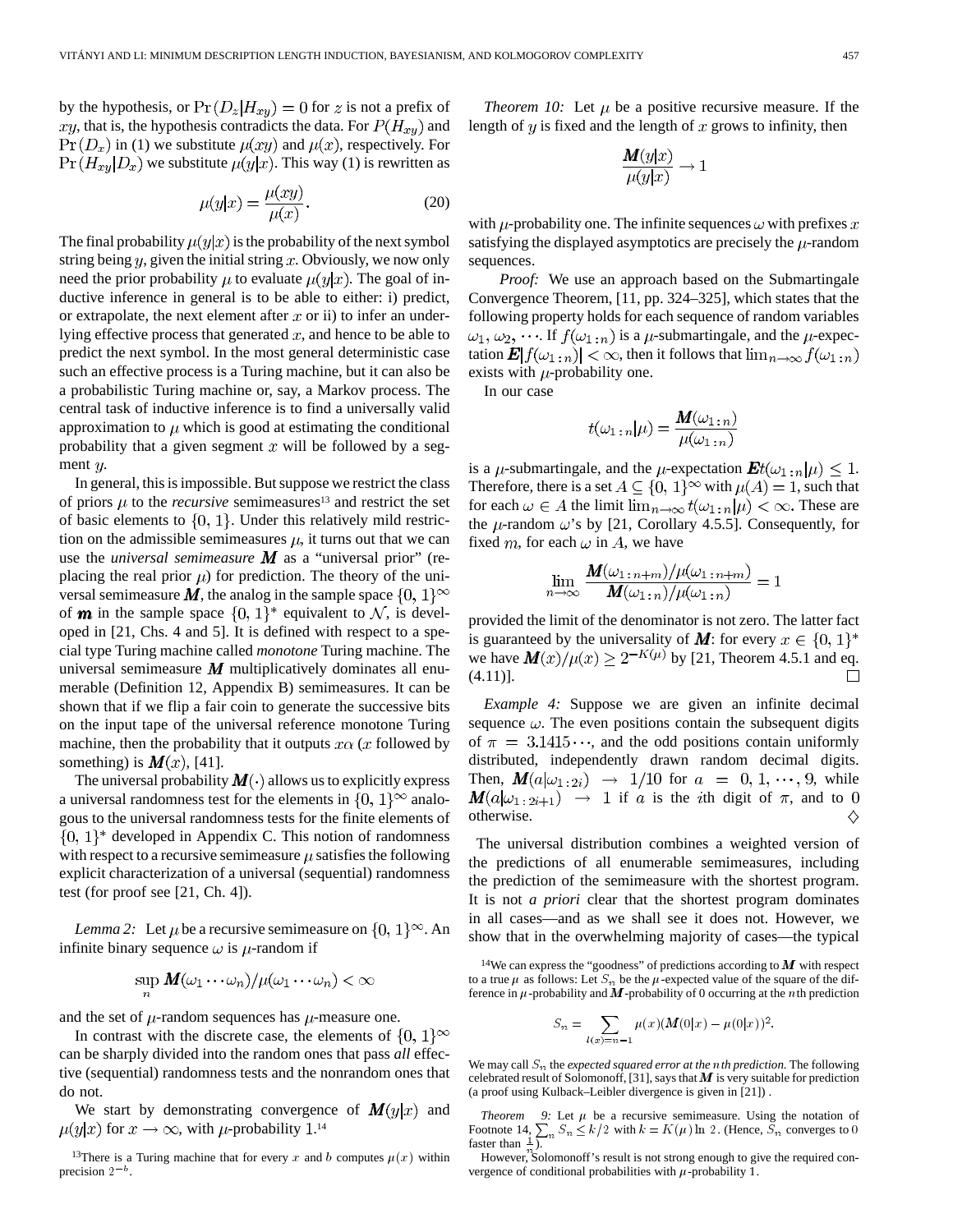by the hypothesis, or $\Pr(D_z|H_{xy}) = 0$ for $z$ is not a prefix of $xy$, that is, the hypothesis contradicts the data. For $P(H_{xy})$ and $\Pr(D_x)$ in (1) we substitute $\mu(xy)$ and $\mu(x)$, respectively. For $\Pr(H_{xy}|D_x)$ we substitute $\mu(y|x)$. This way (1) is rewritten as

$$\mu(y|x) = \frac{\mu(xy)}{\mu(x)}. \tag{20}$$

The final probability $\mu(y|x)$ is the probability of the next symbol string being $y$, given the initial string $x$. Obviously, we now only need the prior probability $\mu$ to evaluate $\mu(y|x)$. The goal of inductive inference in general is to be able to either: i) predict, or extrapolate, the next element after $x$ or ii) to infer an underlying effective process that generated $x$, and hence to be able to predict the next symbol. In the most general deterministic case such an effective process is a Turing machine, but it can also be a probabilistic Turing machine or, say, a Markov process. The central task of inductive inference is to find a universally valid approximation to $\mu$ which is good at estimating the conditional probability that a given segment $x$ will be followed by a segment $y$.

In general, this is impossible. But suppose we restrict the class of priors $\mu$ to the *recursive* semimeasures[13] and restrict the set of basic elements to $\{0,1\}$. Under this relatively mild restriction on the admissible semimeasures $\mu$, it turns out that we can use the *universal semimeasure* $\boldsymbol{M}$ as a "universal prior" (replacing the real prior $\mu$) for prediction. The theory of the universal semimeasure $\boldsymbol{M}$, the analog in the sample space $\{0,1\}^\infty$ of $\boldsymbol{m}$ in the sample space $\{0,1\}^*$ equivalent to $\mathcal{N}$, is developed in [21, Chs. 4 and 5]. It is defined with respect to a special type Turing machine called *monotone* Turing machine. The universal semimeasure $\boldsymbol{M}$ multiplicatively dominates all enumerable (Definition 12, Appendix B) semimeasures. It can be shown that if we flip a fair coin to generate the successive bits on the input tape of the universal reference monotone Turing machine, then the probability that it outputs $x\alpha$ ($x$ followed by something) is $\boldsymbol{M}(x)$, [41].

The universal probability $\boldsymbol{M}(\cdot)$ allows us to explicitly express a universal randomness test for the elements in $\{0,1\}^\infty$ analogous to the universal randomness tests for the finite elements of $\{0,1\}^*$ developed in Appendix C. This notion of randomness with respect to a recursive semimeasure $\mu$ satisfies the following explicit characterization of a universal (sequential) randomness test (for proof see [21, Ch. 4]).

*Lemma 2:* Let $\mu$ be a recursive semimeasure on $\{0,1\}^\infty$. An infinite binary sequence $\omega$ is $\mu$-random if

$$\sup_n \boldsymbol{M}(\omega_1 \cdots \omega_n)/\mu(\omega_1 \cdots \omega_n) < \infty$$

and the set of $\mu$-random sequences has $\mu$-measure one.

In contrast with the discrete case, the elements of $\{0,1\}^\infty$ can be sharply divided into the random ones that pass *all* effective (sequential) randomness tests and the nonrandom ones that do not.

We start by demonstrating convergence of $\boldsymbol{M}(y|x)$ and $\mu(y|x)$ for $x \to \infty$, with $\mu$-probability 1.[14]

[13]There is a Turing machine that for every $x$ and $b$ computes $\mu(x)$ within precision $2^{-b}$.

*Theorem 10:* Let $\mu$ be a positive recursive measure. If the length of $y$ is fixed and the length of $x$ grows to infinity, then

$$\frac{\boldsymbol{M}(y|x)}{\mu(y|x)} \to 1$$

with $\mu$-probability one. The infinite sequences $\omega$ with prefixes $x$ satisfying the displayed asymptotics are precisely the $\mu$-random sequences.

*Proof:* We use an approach based on the Submartingale Convergence Theorem, [11, pp. 324–325], which states that the following property holds for each sequence of random variables $\omega_1, \omega_2, \cdots$. If $f(\omega_{1:n})$ is a $\mu$-submartingale, and the $\mu$-expectation $\boldsymbol{E}|f(\omega_{1:n})| < \infty$, then it follows that $\lim_{n\to\infty} f(\omega_{1:n})$ exists with $\mu$-probability one.

In our case

$$t(\omega_{1:n}|\mu) = \frac{\boldsymbol{M}(\omega_{1:n})}{\mu(\omega_{1:n})}$$

is a $\mu$-submartingale, and the $\mu$-expectation $\boldsymbol{E}t(\omega_{1:n}|\mu) \le 1$. Therefore, there is a set $A \subseteq \{0,1\}^\infty$ with $\mu(A) = 1$, such that for each $\omega \in A$ the limit $\lim_{n\to\infty} t(\omega_{1:n}|\mu) < \infty$. These are the $\mu$-random $\omega$'s by [21, Corollary 4.5.5]. Consequently, for fixed $m$, for each $\omega$ in $A$, we have

$$\lim_{n\to\infty} \frac{\boldsymbol{M}(\omega_{1:n+m})/\mu(\omega_{1:n+m})}{\boldsymbol{M}(\omega_{1:n})/\mu(\omega_{1:n})} = 1$$

provided the limit of the denominator is not zero. The latter fact is guaranteed by the universality of $\boldsymbol{M}$: for every $x \in \{0,1\}^*$ we have $\boldsymbol{M}(x)/\mu(x) \ge 2^{-K(\mu)}$ by [21, Theorem 4.5.1 and eq. (4.11)]. $\square$

*Example 4:* Suppose we are given an infinite decimal sequence $\omega$. The even positions contain the subsequent digits of $\pi = 3.1415\cdots$, and the odd positions contain uniformly distributed, independently drawn random decimal digits. Then, $\boldsymbol{M}(a|\omega_{1:2i}) \to 1/10$ for $a = 0, 1, \cdots, 9$, while $\boldsymbol{M}(a|\omega_{1:2i+1}) \to 1$ if $a$ is the $i$th digit of $\pi$, and to 0 otherwise. $\diamondsuit$

The universal distribution combines a weighted version of the predictions of all enumerable semimeasures, including the prediction of the semimeasure with the shortest program. It is not *a priori* clear that the shortest program dominates in all cases—and as we shall see it does not. However, we show that in the overwhelming majority of cases—the typical

[14]We can express the "goodness" of predictions according to $\boldsymbol{M}$ with respect to a true $\mu$ as follows: Let $S_n$ be the $\mu$-expected value of the square of the difference in $\mu$-probability and $\boldsymbol{M}$-probability of 0 occurring at the $n$th prediction

$$S_n = \sum_{l(x)=n-1} \mu(x)(\boldsymbol{M}(0|x) - \mu(0|x))^2.$$

We may call $S_n$ the *expected squared error at the $n$th prediction.* The following celebrated result of Solomonoff, [31], says that $\boldsymbol{M}$ is very suitable for prediction (a proof using Kulback–Leibler divergence is given in [21]).

*Theorem 9:* Let $\mu$ be a recursive semimeasure. Using the notation of Footnote 14, $\sum_n S_n \le k/2$ with $k = K(\mu)\ln 2$. (Hence, $S_n$ converges to 0 faster than $\frac{1}{n}$.)

However, Solomonoff's result is not strong enough to give the required convergence of conditional probabilities with $\mu$-probability 1.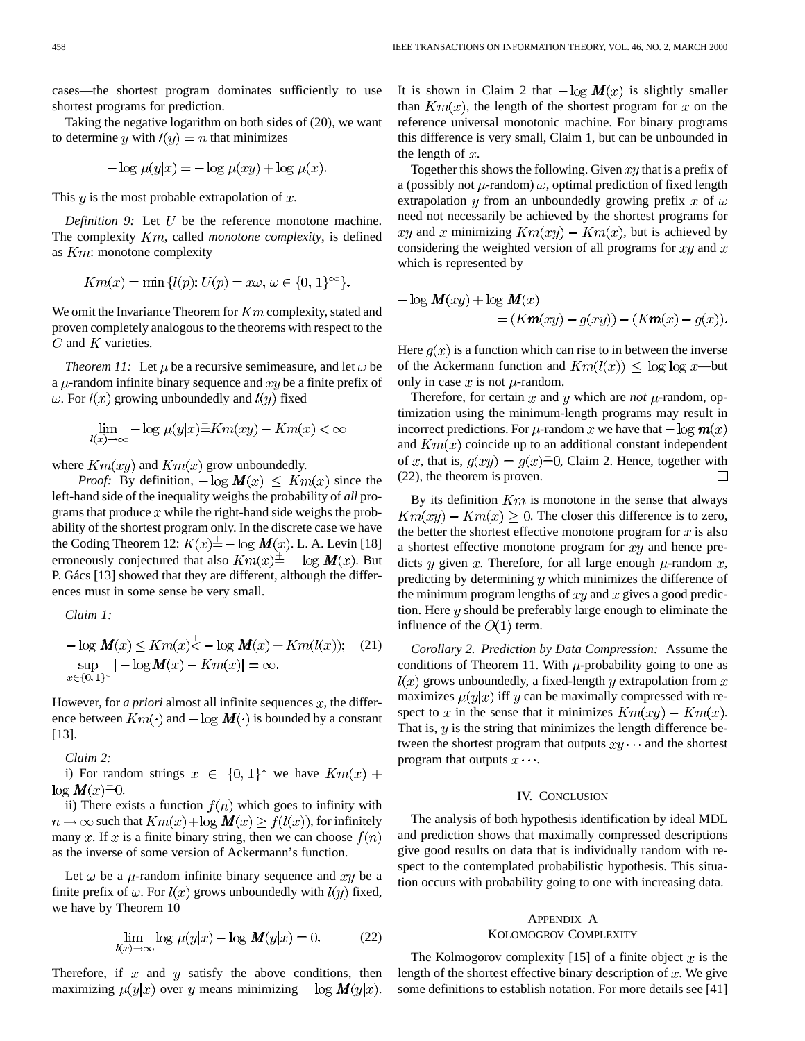cases—the shortest program dominates sufficiently to use shortest programs for prediction.

Taking the negative logarithm on both sides of (20), we want to determine $y$ with $l(y) = n$ that minimizes

$$-\log \mu(y|x) = -\log \mu(xy) + \log \mu(x).$$

This $y$ is the most probable extrapolation of $x$.

*Definition 9:* Let $U$ be the reference monotone machine. The complexity $Km$, called *monotone complexity*, is defined as $Km$: monotone complexity

$$Km(x) = \min \{l(p): U(p) = x\omega, \omega \in \{0, 1\}^\infty\}.$$

We omit the Invariance Theorem for $Km$ complexity, stated and proven completely analogous to the theorems with respect to the $C$ and $K$ varieties.

*Theorem 11:* Let $\mu$ be a recursive semimeasure, and let $\omega$ be a $\mu$-random infinite binary sequence and $xy$ be a finite prefix of $\omega$. For $l(x)$ growing unboundedly and $l(y)$ fixed

$$\lim_{l(x)\to\infty} -\log \mu(y|x) \stackrel{\pm}{=} Km(xy) - Km(x) < \infty$$

where $Km(xy)$ and $Km(x)$ grow unboundedly.

*Proof:* By definition, $-\log \boldsymbol{M}(x) \leq Km(x)$ since the left-hand side of the inequality weighs the probability of *all* programs that produce $x$ while the right-hand side weighs the probability of the shortest program only. In the discrete case we have the Coding Theorem 12: $K(x) \stackrel{\pm}{=} -\log \boldsymbol{M}(x)$. L. A. Levin [18] erroneously conjectured that also $Km(x) \stackrel{\pm}{=} -\log \boldsymbol{M}(x)$. But P. Gács [13] showed that they are different, although the differences must in some sense be very small.

*Claim 1:*

$$-\log \boldsymbol{M}(x) \leq Km(x) \stackrel{+}{<} -\log \boldsymbol{M}(x) + Km(l(x)); \quad (21)$$
$$\sup_{x \in \{0,1\}^*} |-\log \boldsymbol{M}(x) - Km(x)| = \infty.$$

However, for *a priori* almost all infinite sequences $x$, the difference between $Km(\cdot)$ and $-\log \boldsymbol{M}(\cdot)$ is bounded by a constant [13].

*Claim 2:*

i) For random strings $x \in \{0, 1\}^*$ we have $Km(x) + \log \boldsymbol{M}(x) \stackrel{\pm}{=} 0$.

ii) There exists a function $f(n)$ which goes to infinity with $n \to \infty$ such that $Km(x) + \log \boldsymbol{M}(x) \geq f(l(x))$, for infinitely many $x$. If $x$ is a finite binary string, then we can choose $f(n)$ as the inverse of some version of Ackermann's function.

Let $\omega$ be a $\mu$-random infinite binary sequence and $xy$ be a finite prefix of $\omega$. For $l(x)$ grows unboundedly with $l(y)$ fixed, we have by Theorem 10

$$\lim_{l(x)\to\infty} \log \mu(y|x) - \log \boldsymbol{M}(y|x) = 0. \quad (22)$$

Therefore, if $x$ and $y$ satisfy the above conditions, then maximizing $\mu(y|x)$ over $y$ means minimizing $-\log \boldsymbol{M}(y|x)$. It is shown in Claim 2 that $-\log \boldsymbol{M}(x)$ is slightly smaller than $Km(x)$, the length of the shortest program for $x$ on the reference universal monotonic machine. For binary programs this difference is very small, Claim 1, but can be unbounded in the length of $x$.

Together this shows the following. Given $xy$ that is a prefix of a (possibly not $\mu$-random) $\omega$, optimal prediction of fixed length extrapolation $y$ from an unboundedly growing prefix $x$ of $\omega$ need not necessarily be achieved by the shortest programs for $xy$ and $x$ minimizing $Km(xy) - Km(x)$, but is achieved by considering the weighted version of all programs for $xy$ and $x$ which is represented by

$$-\log \boldsymbol{M}(xy) + \log \boldsymbol{M}(x) = (K\boldsymbol{m}(xy) - g(xy)) - (K\boldsymbol{m}(x) - g(x)).$$

Here $g(x)$ is a function which can rise to in between the inverse of the Ackermann function and $Km(l(x)) \leq \log \log x$—but only in case $x$ is not $\mu$-random.

Therefore, for certain $x$ and $y$ which are *not* $\mu$-random, optimization using the minimum-length programs may result in incorrect predictions. For $\mu$-random $x$ we have that $-\log \boldsymbol{m}(x)$ and $Km(x)$ coincide up to an additional constant independent of $x$, that is, $g(xy) = g(x) \stackrel{\pm}{=} 0$, Claim 2. Hence, together with (22), the theorem is proven. $\square$

By its definition $Km$ is monotone in the sense that always $Km(xy) - Km(x) \geq 0$. The closer this difference is to zero, the better the shortest effective monotone program for $x$ is also a shortest effective monotone program for $xy$ and hence predicts $y$ given $x$. Therefore, for all large enough $\mu$-random $x$, predicting by determining $y$ which minimizes the difference of the minimum program lengths of $xy$ and $x$ gives a good prediction. Here $y$ should be preferably large enough to eliminate the influence of the $O(1)$ term.

*Corollary 2. Prediction by Data Compression:* Assume the conditions of Theorem 11. With $\mu$-probability going to one as $l(x)$ grows unboundedly, a fixed-length $y$ extrapolation from $x$ maximizes $\mu(y|x)$ iff $y$ can be maximally compressed with respect to $x$ in the sense that it minimizes $Km(xy) - Km(x)$. That is, $y$ is the string that minimizes the length difference between the shortest program that outputs $xy\cdots$ and the shortest program that outputs $x\cdots$.

## IV. Conclusion

The analysis of both hypothesis identification by ideal MDL and prediction shows that maximally compressed descriptions give good results on data that is individually random with respect to the contemplated probabilistic hypothesis. This situation occurs with probability going to one with increasing data.

## Appendix A
## Kolomogrov Complexity

The Kolmogorov complexity [15] of a finite object $x$ is the length of the shortest effective binary description of $x$. We give some definitions to establish notation. For more details see [41]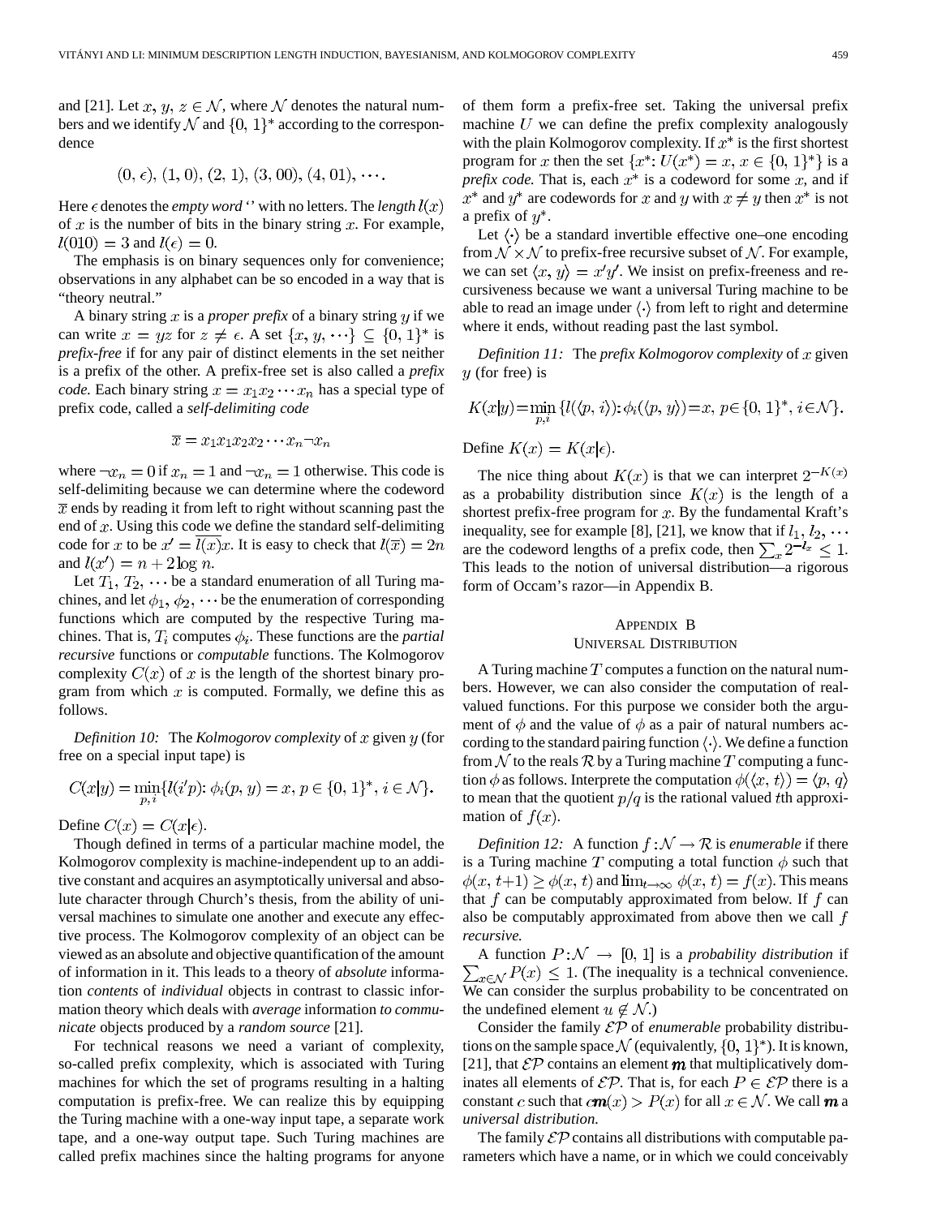and [21]. Let $x, y, z \in \mathcal{N}$, where $\mathcal{N}$ denotes the natural numbers and we identify $\mathcal{N}$ and $\{0, 1\}^*$ according to the correspondence

$$(0, \epsilon), (1, 0), (2, 1), (3, 00), (4, 01), \cdots.$$

Here $\epsilon$ denotes the *empty word* '' with no letters. The *length* $l(x)$ of $x$ is the number of bits in the binary string $x$. For example, $l(010) = 3$ and $l(\epsilon) = 0$.

The emphasis is on binary sequences only for convenience; observations in any alphabet can be so encoded in a way that is "theory neutral."

A binary string $x$ is a *proper prefix* of a binary string $y$ if we can write $x = yz$ for $z \neq \epsilon$. A set $\{x, y, \cdots\} \subseteq \{0, 1\}^*$ is *prefix-free* if for any pair of distinct elements in the set neither is a prefix of the other. A prefix-free set is also called a *prefix code*. Each binary string $x = x_1 x_2 \cdots x_n$ has a special type of prefix code, called a *self-delimiting code*

$$\overline{x} = x_1 x_1 x_2 x_2 \cdots x_n \neg x_n$$

where $\neg x_n = 0$ if $x_n = 1$ and $\neg x_n = 1$ otherwise. This code is self-delimiting because we can determine where the codeword $\overline{x}$ ends by reading it from left to right without scanning past the end of $x$. Using this code we define the standard self-delimiting code for $x$ to be $x' = \overline{l(x)}x$. It is easy to check that $l(\overline{x}) = 2n$ and $l(x') = n + 2\log n$.

Let $T_1, T_2, \cdots$ be a standard enumeration of all Turing machines, and let $\phi_1, \phi_2, \cdots$ be the enumeration of corresponding functions which are computed by the respective Turing machines. That is, $T_i$ computes $\phi_i$. These functions are the *partial recursive* functions or *computable* functions. The Kolmogorov complexity $C(x)$ of $x$ is the length of the shortest binary program from which $x$ is computed. Formally, we define this as follows.

*Definition 10:* The *Kolmogorov complexity* of $x$ given $y$ (for free on a special input tape) is

$$C(x|y) = \min_{p,i}\{l(i'p): \phi_i(p, y) = x, p \in \{0, 1\}^*, i \in \mathcal{N}\}.$$

Define $C(x) = C(x|\epsilon)$.

Though defined in terms of a particular machine model, the Kolmogorov complexity is machine-independent up to an additive constant and acquires an asymptotically universal and absolute character through Church's thesis, from the ability of universal machines to simulate one another and execute any effective process. The Kolmogorov complexity of an object can be viewed as an absolute and objective quantification of the amount of information in it. This leads to a theory of *absolute* information *contents* of *individual* objects in contrast to classic information theory which deals with *average* information *to communicate* objects produced by a *random source* [21].

For technical reasons we need a variant of complexity, so-called prefix complexity, which is associated with Turing machines for which the set of programs resulting in a halting computation is prefix-free. We can realize this by equipping the Turing machine with a one-way input tape, a separate work tape, and a one-way output tape. Such Turing machines are called prefix machines since the halting programs for anyone of them form a prefix-free set. Taking the universal prefix machine $U$ we can define the prefix complexity analogously with the plain Kolmogorov complexity. If $x^*$ is the first shortest program for $x$ then the set $\{x^*: U(x^*) = x, x \in \{0, 1\}^*\}$ is a *prefix code*. That is, each $x^*$ is a codeword for some $x$, and if $x^*$ and $y^*$ are codewords for $x$ and $y$ with $x \neq y$ then $x^*$ is not a prefix of $y^*$.

Let $\langle \cdot \rangle$ be a standard invertible effective one–one encoding from $\mathcal{N} \times \mathcal{N}$ to prefix-free recursive subset of $\mathcal{N}$. For example, we can set $\langle x, y \rangle = x'y'$. We insist on prefix-freeness and recursiveness because we want a universal Turing machine to be able to read an image under $\langle \cdot \rangle$ from left to right and determine where it ends, without reading past the last symbol.

*Definition 11:* The *prefix Kolmogorov complexity* of $x$ given $y$ (for free) is

$$K(x|y) = \min_{p,i}\{l(\langle p, i \rangle): \phi_i(\langle p, y \rangle) = x, p \in \{0, 1\}^*, i \in \mathcal{N}\}.$$

Define $K(x) = K(x|\epsilon)$.

The nice thing about $K(x)$ is that we can interpret $2^{-K(x)}$ as a probability distribution since $K(x)$ is the length of a shortest prefix-free program for $x$. By the fundamental Kraft's inequality, see for example [8], [21], we know that if $l_1, l_2, \cdots$ are the codeword lengths of a prefix code, then $\sum_x 2^{-l_x} \leq 1$. This leads to the notion of universal distribution—a rigorous form of Occam's razor—in Appendix B.

## Appendix B
## Universal Distribution

A Turing machine $T$ computes a function on the natural numbers. However, we can also consider the computation of real-valued functions. For this purpose we consider both the argument of $\phi$ and the value of $\phi$ as a pair of natural numbers according to the standard pairing function $\langle \cdot \rangle$. We define a function from $\mathcal{N}$ to the reals $\mathcal{R}$ by a Turing machine $T$ computing a function $\phi$ as follows. Interprete the computation $\phi(\langle x, t \rangle) = \langle p, q \rangle$ to mean that the quotient $p/q$ is the rational valued $t$th approximation of $f(x)$.

*Definition 12:* A function $f: \mathcal{N} \rightarrow \mathcal{R}$ is *enumerable* if there is a Turing machine $T$ computing a total function $\phi$ such that $\phi(x, t+1) \geq \phi(x, t)$ and $\lim_{t\rightarrow\infty} \phi(x, t) = f(x)$. This means that $f$ can be computably approximated from below. If $f$ can also be computably approximated from above then we call $f$ *recursive*.

A function $P: \mathcal{N} \rightarrow [0, 1]$ is a *probability distribution* if $\sum_{x\in\mathcal{N}} P(x) \leq 1$. (The inequality is a technical convenience. We can consider the surplus probability to be concentrated on the undefined element $u \notin \mathcal{N}$.)

Consider the family $\mathcal{EP}$ of *enumerable* probability distributions on the sample space $\mathcal{N}$ (equivalently, $\{0, 1\}^*$). It is known, [21], that $\mathcal{EP}$ contains an element $\boldsymbol{m}$ that multiplicatively dominates all elements of $\mathcal{EP}$. That is, for each $P \in \mathcal{EP}$ there is a constant $c$ such that $c\boldsymbol{m}(x) > P(x)$ for all $x \in \mathcal{N}$. We call $\boldsymbol{m}$ a *universal distribution*.

The family $\mathcal{EP}$ contains all distributions with computable parameters which have a name, or in which we could conceivably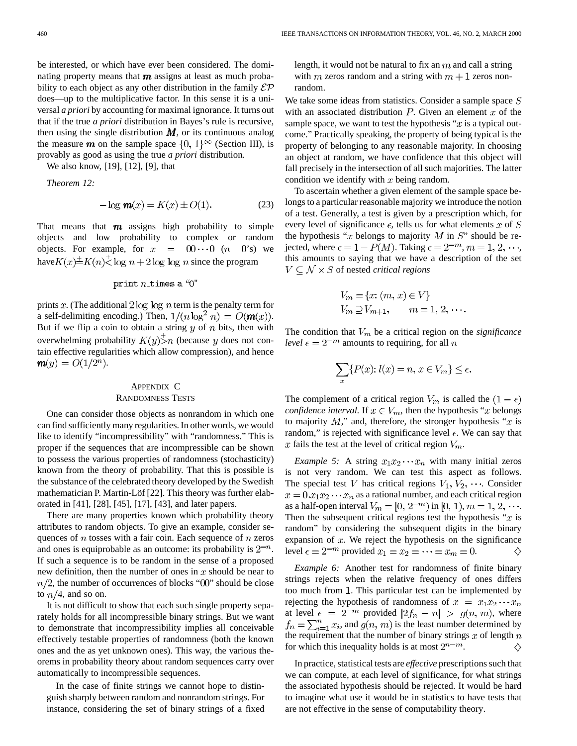be interested, or which have ever been considered. The dominating property means that $\boldsymbol{m}$ assigns at least as much probability to each object as any other distribution in the family $\mathcal{EP}$ does—up to the multiplicative factor. In this sense it is a universal *a priori* by accounting for maximal ignorance. It turns out that if the true *a priori* distribution in Bayes's rule is recursive, then using the single distribution $\boldsymbol{M}$, or its continuous analog the measure $\boldsymbol{m}$ on the sample space $\{0,1\}^{\infty}$ (Section III), is provably as good as using the true *a priori* distribution.

We also know, [19], [12], [9], that

*Theorem 12:*

$$-\log \boldsymbol{m}(x) = K(x) \pm O(1). \tag{23}$$

That means that $\boldsymbol{m}$ assigns high probability to simple objects and low probability to complex or random objects. For example, for $x = 00\cdots0$ ($n$ 0's) we have $K(x) \stackrel{+}{=} K(n) \stackrel{+}{<} \log n + 2\log\log n$ since the program

```
print n_times a "0"
```

prints $x$. (The additional $2\log\log n$ term is the penalty term for a self-delimiting encoding.) Then, $1/(n\log^2 n) = O(\boldsymbol{m}(x))$. But if we flip a coin to obtain a string $y$ of $n$ bits, then with overwhelming probability $K(y) \stackrel{+}{>} n$ (because $y$ does not contain effective regularities which allow compression), and hence $\boldsymbol{m}(y) = O(1/2^n)$.

## Appendix C
## Randomness Tests

One can consider those objects as nonrandom in which one can find sufficiently many regularities. In other words, we would like to identify "incompressibility" with "randomness." This is proper if the sequences that are incompressible can be shown to possess the various properties of randomness (stochasticity) known from the theory of probability. That this is possible is the substance of the celebrated theory developed by the Swedish mathematician P. Martin-Löf [22]. This theory was further elaborated in [41], [28], [45], [17], [43], and later papers.

There are many properties known which probability theory attributes to random objects. To give an example, consider sequences of $n$ tosses with a fair coin. Each sequence of $n$ zeros and ones is equiprobable as an outcome: its probability is $2^{-n}$. If such a sequence is to be random in the sense of a proposed new definition, then the number of ones in $x$ should be near to $n/2$, the number of occurrences of blocks "00" should be close to $n/4$, and so on.

It is not difficult to show that each such single property separately holds for all incompressible binary strings. But we want to demonstrate that incompressibility implies all conceivable effectively testable properties of randomness (both the known ones and the as yet unknown ones). This way, the various theorems in probability theory about random sequences carry over automatically to incompressible sequences.

In the case of finite strings we cannot hope to distinguish sharply between random and nonrandom strings. For instance, considering the set of binary strings of a fixed length, it would not be natural to fix an $m$ and call a string with $m$ zeros random and a string with $m+1$ zeros nonrandom.

We take some ideas from statistics. Consider a sample space $S$ with an associated distribution $P$. Given an element $x$ of the sample space, we want to test the hypothesis "$x$ is a typical outcome." Practically speaking, the property of being typical is the property of belonging to any reasonable majority. In choosing an object at random, we have confidence that this object will fall precisely in the intersection of all such majorities. The latter condition we identify with $x$ being random.

To ascertain whether a given element of the sample space belongs to a particular reasonable majority we introduce the notion of a test. Generally, a test is given by a prescription which, for every level of significance $\epsilon$, tells us for what elements $x$ of $S$ the hypothesis "$x$ belongs to majority $M$ in $S$" should be rejected, where $\epsilon = 1 - P(M)$. Taking $\epsilon = 2^{-m}$, $m = 1, 2, \cdots$, this amounts to saying that we have a description of the set $V \subseteq \mathcal{N} \times S$ of nested *critical regions*

$$V_m = \{x : (m, x) \in V\}$$
$$V_m \supseteq V_{m+1}, \qquad m = 1, 2, \cdots.$$

The condition that $V_m$ be a critical region on the *significance level* $\epsilon = 2^{-m}$ amounts to requiring, for all $n$

$$\sum_x \{P(x) : l(x) = n, x \in V_m\} \leq \epsilon.$$

The complement of a critical region $V_m$ is called the $(1-\epsilon)$ *confidence interval.* If $x \in V_m$, then the hypothesis "$x$ belongs to majority $M$," and, therefore, the stronger hypothesis "$x$ is random," is rejected with significance level $\epsilon$. We can say that $x$ fails the test at the level of critical region $V_m$.

*Example 5:* A string $x_1 x_2 \cdots x_n$ with many initial zeros is not very random. We can test this aspect as follows. The special test $V$ has critical regions $V_1, V_2, \cdots$. Consider $x = 0.x_1 x_2 \cdots x_n$ as a rational number, and each critical region as a half-open interval $V_m = [0, 2^{-m})$ in $[0, 1)$, $m = 1, 2, \cdots$. Then the subsequent critical regions test the hypothesis "$x$ is random" by considering the subsequent digits in the binary expansion of $x$. We reject the hypothesis on the significance level $\epsilon = 2^{-m}$ provided $x_1 = x_2 = \cdots = x_m = 0$. ◇

*Example 6:* Another test for randomness of finite binary strings rejects when the relative frequency of ones differs too much from 1. This particular test can be implemented by rejecting the hypothesis of randomness of $x = x_1 x_2 \cdots x_n$ at level $\epsilon = 2^{-m}$ provided $|2f_n - n| > g(n, m)$, where $f_n = \sum_{i=1}^n x_i$, and $g(n, m)$ is the least number determined by the requirement that the number of binary strings $x$ of length $n$ for which this inequality holds is at most $2^{n-m}$. ◇

In practice, statistical tests are *effective* prescriptions such that we can compute, at each level of significance, for what strings the associated hypothesis should be rejected. It would be hard to imagine what use it would be in statistics to have tests that are not effective in the sense of computability theory.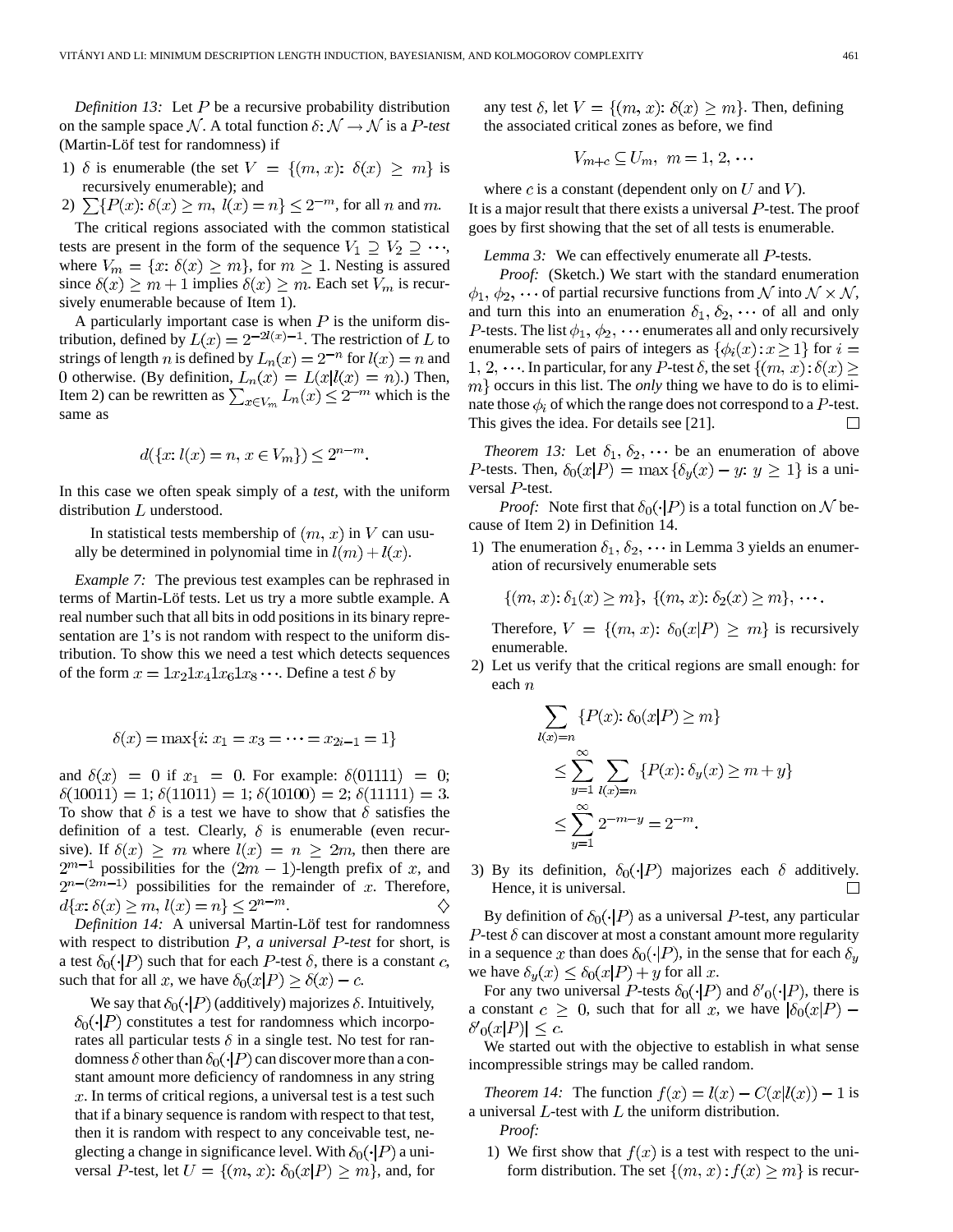*Definition 13:* Let $P$ be a recursive probability distribution on the sample space $\mathcal{N}$. A total function $\delta: \mathcal{N} \rightarrow \mathcal{N}$ is a *$P$-test* (Martin-Löf test for randomness) if

1) $\delta$ is enumerable (the set $V = \{(m, x): \delta(x) \geq m\}$ is recursively enumerable); and
2) $\sum\{P(x): \delta(x) \geq m, l(x) = n\} \leq 2^{-m}$, for all $n$ and $m$.

The critical regions associated with the common statistical tests are present in the form of the sequence $V_1 \supseteq V_2 \supseteq \cdots$, where $V_m = \{x: \delta(x) \geq m\}$, for $m \geq 1$. Nesting is assured since $\delta(x) \geq m + 1$ implies $\delta(x) \geq m$. Each set $V_m$ is recursively enumerable because of Item 1).

A particularly important case is when $P$ is the uniform distribution, defined by $L(x) = 2^{-2l(x)-1}$. The restriction of $L$ to strings of length $n$ is defined by $L_n(x) = 2^{-n}$ for $l(x) = n$ and 0 otherwise. (By definition, $L_n(x) = L(x|l(x) = n)$.) Then, Item 2) can be rewritten as $\sum_{x \in V_m} L_n(x) \leq 2^{-m}$ which is the same as

$$d(\{x: l(x) = n, x \in V_m\}) \leq 2^{n-m}.$$

In this case we often speak simply of a *test*, with the uniform distribution $L$ understood.

In statistical tests membership of $(m, x)$ in $V$ can usually be determined in polynomial time in $l(m) + l(x)$.

*Example 7:* The previous test examples can be rephrased in terms of Martin-Löf tests. Let us try a more subtle example. A real number such that all bits in odd positions in its binary representation are 1's is not random with respect to the uniform distribution. To show this we need a test which detects sequences of the form $x = 1x_2 1x_4 1x_6 1x_8 \cdots$. Define a test $\delta$ by

$$\delta(x) = \max\{i: x_1 = x_3 = \cdots = x_{2i-1} = 1\}$$

and $\delta(x) = 0$ if $x_1 = 0$. For example: $\delta(01111) = 0$; $\delta(10011) = 1$; $\delta(11011) = 1$; $\delta(10100) = 2$; $\delta(11111) = 3$. To show that $\delta$ is a test we have to show that $\delta$ satisfies the definition of a test. Clearly, $\delta$ is enumerable (even recursive). If $\delta(x) \geq m$ where $l(x) = n \geq 2m$, then there are $2^{m-1}$ possibilities for the $(2m-1)$-length prefix of $x$, and $2^{n-(2m-1)}$ possibilities for the remainder of $x$. Therefore, $d\{x: \delta(x) \geq m, l(x) = n\} \leq 2^{n-m}$. ◇

*Definition 14:* A universal Martin-Löf test for randomness with respect to distribution $P$, *a universal $P$-test* for short, is a test $\delta_0(\cdot|P)$ such that for each $P$-test $\delta$, there is a constant $c$, such that for all $x$, we have $\delta_0(x|P) \geq \delta(x) - c$.

We say that $\delta_0(\cdot|P)$ (additively) majorizes $\delta$. Intuitively, $\delta_0(\cdot|P)$ constitutes a test for randomness which incorporates all particular tests $\delta$ in a single test. No test for randomness $\delta$ other than $\delta_0(\cdot|P)$ can discover more than a constant amount more deficiency of randomness in any string $x$. In terms of critical regions, a universal test is a test such that if a binary sequence is random with respect to that test, then it is random with respect to any conceivable test, neglecting a change in significance level. With $\delta_0(\cdot|P)$ a universal $P$-test, let $U = \{(m, x): \delta_0(x|P) \geq m\}$, and, for any test $\delta$, let $V = \{(m, x): \delta(x) \geq m\}$. Then, defining the associated critical zones as before, we find

$$V_{m+c} \subseteq U_m, \quad m = 1, 2, \cdots$$

where $c$ is a constant (dependent only on $U$ and $V$).

It is a major result that there exists a universal $P$-test. The proof goes by first showing that the set of all tests is enumerable.

*Lemma 3:* We can effectively enumerate all $P$-tests.

*Proof:* (Sketch.) We start with the standard enumeration $\phi_1, \phi_2, \cdots$ of partial recursive functions from $\mathcal{N}$ into $\mathcal{N} \times \mathcal{N}$, and turn this into an enumeration $\delta_1, \delta_2, \cdots$ of all and only $P$-tests. The list $\phi_1, \phi_2, \cdots$ enumerates all and only recursively enumerable sets of pairs of integers as $\{\phi_i(x): x \geq 1\}$ for $i = 1, 2, \cdots$. In particular, for any $P$-test $\delta$, the set $\{(m, x): \delta(x) \geq m\}$ occurs in this list. The *only* thing we have to do is to eliminate those $\phi_i$ of which the range does not correspond to a $P$-test. This gives the idea. For details see [21]. □

*Theorem 13:* Let $\delta_1, \delta_2, \cdots$ be an enumeration of above $P$-tests. Then, $\delta_0(x|P) = \max\{\delta_y(x) - y: y \geq 1\}$ is a universal $P$-test.

*Proof:* Note first that $\delta_0(\cdot|P)$ is a total function on $\mathcal{N}$ because of Item 2) in Definition 14.

1) The enumeration $\delta_1, \delta_2, \cdots$ in Lemma 3 yields an enumeration of recursively enumerable sets

$$\{(m, x): \delta_1(x) \geq m\}, \; \{(m, x): \delta_2(x) \geq m\}, \cdots.$$

Therefore, $V = \{(m, x): \delta_0(x|P) \geq m\}$ is recursively enumerable.

2) Let us verify that the critical regions are small enough: for each $n$

$$\begin{aligned}
&\sum_{l(x)=n} \{P(x): \delta_0(x|P) \geq m\} \\
&\quad \leq \sum_{y=1}^{\infty} \sum_{l(x)=n} \{P(x): \delta_y(x) \geq m + y\} \\
&\quad \leq \sum_{y=1}^{\infty} 2^{-m-y} = 2^{-m}.
\end{aligned}$$

3) By its definition, $\delta_0(\cdot|P)$ majorizes each $\delta$ additively. Hence, it is universal. □

By definition of $\delta_0(\cdot|P)$ as a universal $P$-test, any particular $P$-test $\delta$ can discover at most a constant amount more regularity in a sequence $x$ than does $\delta_0(\cdot|P)$, in the sense that for each $\delta_y$ we have $\delta_y(x) \leq \delta_0(x|P) + y$ for all $x$.

For any two universal $P$-tests $\delta_0(\cdot|P)$ and $\delta'_0(\cdot|P)$, there is a constant $c \geq 0$, such that for all $x$, we have $|\delta_0(x|P) - \delta'_0(x|P)| \leq c$.

We started out with the objective to establish in what sense incompressible strings may be called random.

*Theorem 14:* The function $f(x) = l(x) - C(x|l(x)) - 1$ is a universal $L$-test with $L$ the uniform distribution.

*Proof:*

1) We first show that $f(x)$ is a test with respect to the uniform distribution. The set $\{(m, x): f(x) \geq m\}$ is recur-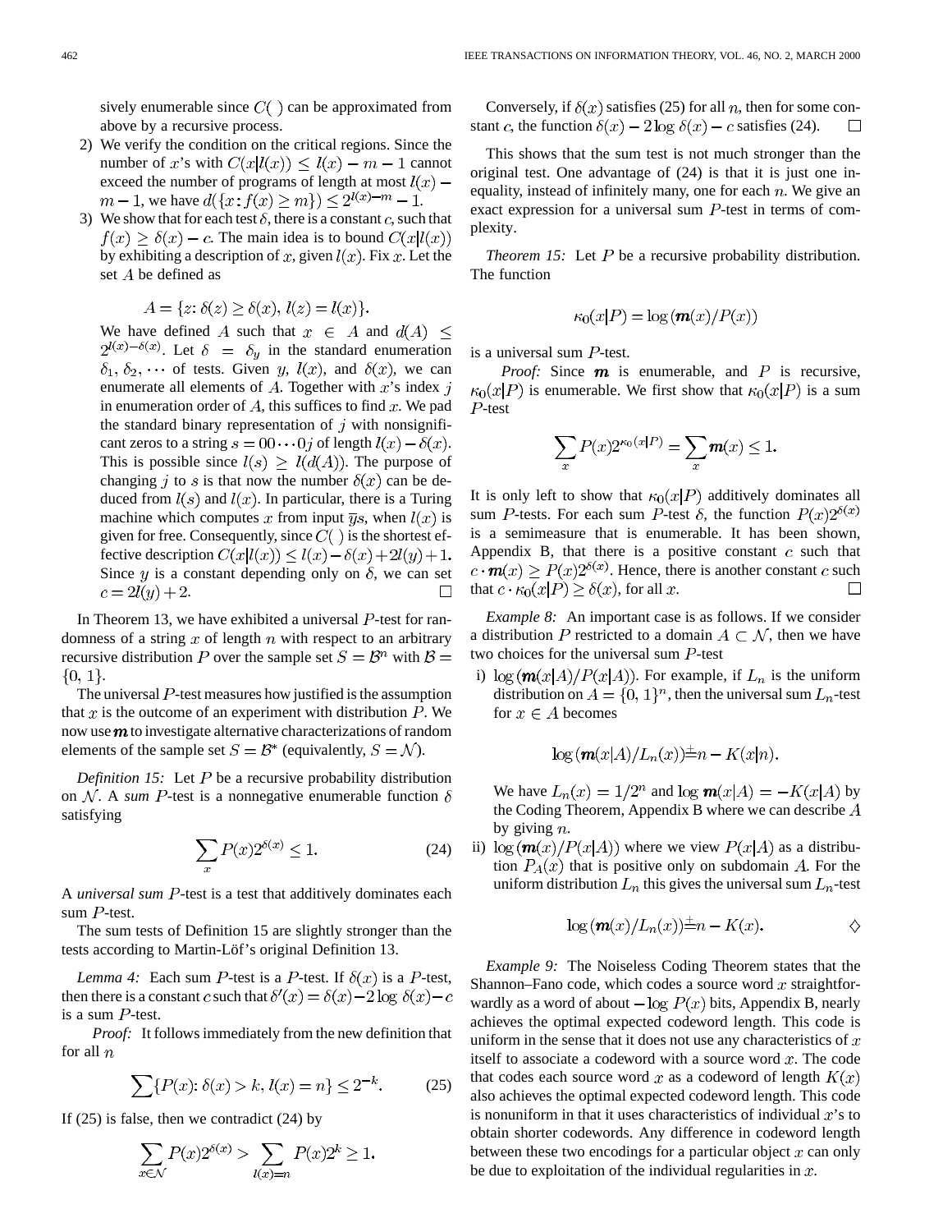sively enumerable since $C(\,)$ can be approximated from above by a recursive process.

2) We verify the condition on the critical regions. Since the number of $x$'s with $C(x|l(x)) \leq l(x) - m - 1$ cannot exceed the number of programs of length at most $l(x) - m - 1$, we have $d(\{x: f(x) \geq m\}) \leq 2^{l(x)-m} - 1$.

3) We show that for each test $\delta$, there is a constant $c$, such that $f(x) \geq \delta(x) - c$. The main idea is to bound $C(x|l(x))$ by exhibiting a description of $x$, given $l(x)$. Fix $x$. Let the set $A$ be defined as

$$A = \{z: \delta(z) \geq \delta(x),\, l(z) = l(x)\}.$$

We have defined $A$ such that $x \in A$ and $d(A) \leq 2^{l(x)-\delta(x)}$. Let $\delta = \delta_y$ in the standard enumeration $\delta_1, \delta_2, \cdots$ of tests. Given $y$, $l(x)$, and $\delta(x)$, we can enumerate all elements of $A$. Together with $x$'s index $j$ in enumeration order of $A$, this suffices to find $x$. We pad the standard binary representation of $j$ with nonsignificant zeros to a string $s = 00 \cdots 0j$ of length $l(x) - \delta(x)$. This is possible since $l(s) \geq l(d(A))$. The purpose of changing $j$ to $s$ is that now the number $\delta(x)$ can be deduced from $l(s)$ and $l(x)$. In particular, there is a Turing machine which computes $x$ from input $\overline{y}s$, when $l(x)$ is given for free. Consequently, since $C(\,)$ is the shortest effective description $C(x|l(x)) \leq l(x) - \delta(x) + 2l(y) + 1$. Since $y$ is a constant depending only on $\delta$, we can set $c = 2l(y) + 2$. $\square$

In Theorem 13, we have exhibited a universal $P$-test for randomness of a string $x$ of length $n$ with respect to an arbitrary recursive distribution $P$ over the sample set $S = \mathcal{B}^n$ with $\mathcal{B} = \{0, 1\}$.

The universal $P$-test measures how justified is the assumption that $x$ is the outcome of an experiment with distribution $P$. We now use $\boldsymbol{m}$ to investigate alternative characterizations of random elements of the sample set $S = \mathcal{B}^*$ (equivalently, $S = \mathcal{N}$).

*Definition 15:* Let $P$ be a recursive probability distribution on $\mathcal{N}$. A *sum* $P$-test is a nonnegative enumerable function $\delta$ satisfying

$$\sum_x P(x) 2^{\delta(x)} \leq 1. \tag{24}$$

A *universal sum* $P$-test is a test that additively dominates each sum $P$-test.

The sum tests of Definition 15 are slightly stronger than the tests according to Martin-Löf's original Definition 13.

*Lemma 4:* Each sum $P$-test is a $P$-test. If $\delta(x)$ is a $P$-test, then there is a constant $c$ such that $\delta'(x) = \delta(x) - 2\log \delta(x) - c$ is a sum $P$-test.

*Proof:* It follows immediately from the new definition that for all $n$

$$\sum \{P(x): \delta(x) > k,\, l(x) = n\} \leq 2^{-k}. \tag{25}$$

If (25) is false, then we contradict (24) by

$$\sum_{x \in \mathcal{N}} P(x) 2^{\delta(x)} > \sum_{l(x)=n} P(x) 2^k \geq 1.$$

Conversely, if $\delta(x)$ satisfies (25) for all $n$, then for some constant $c$, the function $\delta(x) - 2\log \delta(x) - c$ satisfies (24). $\square$

This shows that the sum test is not much stronger than the original test. One advantage of (24) is that it is just one inequality, instead of infinitely many, one for each $n$. We give an exact expression for a universal sum $P$-test in terms of complexity.

*Theorem 15:* Let $P$ be a recursive probability distribution. The function

$$\kappa_0(x|P) = \log(\boldsymbol{m}(x)/P(x))$$

is a universal sum $P$-test.

*Proof:* Since $\boldsymbol{m}$ is enumerable, and $P$ is recursive, $\kappa_0(x|P)$ is enumerable. We first show that $\kappa_0(x|P)$ is a sum $P$-test

$$\sum_x P(x) 2^{\kappa_0(x|P)} = \sum_x \boldsymbol{m}(x) \leq 1.$$

It is only left to show that $\kappa_0(x|P)$ additively dominates all sum $P$-tests. For each sum $P$-test $\delta$, the function $P(x)2^{\delta(x)}$ is a semimeasure that is enumerable. It has been shown, Appendix B, that there is a positive constant $c$ such that $c \cdot \boldsymbol{m}(x) \geq P(x)2^{\delta(x)}$. Hence, there is another constant $c$ such that $c \cdot \kappa_0(x|P) \geq \delta(x)$, for all $x$. $\square$

*Example 8:* An important case is as follows. If we consider a distribution $P$ restricted to a domain $A \subset \mathcal{N}$, then we have two choices for the universal sum $P$-test

i) $\log(\boldsymbol{m}(x|A)/P(x|A))$. For example, if $L_n$ is the uniform distribution on $A = \{0, 1\}^n$, then the universal sum $L_n$-test for $x \in A$ becomes

$$\log(\boldsymbol{m}(x|A)/L_n(x)) \stackrel{+}{=} n - K(x|n).$$

We have $L_n(x) = 1/2^n$ and $\log \boldsymbol{m}(x|A) = -K(x|A)$ by the Coding Theorem, Appendix B where we can describe $A$ by giving $n$.

ii) $\log(\boldsymbol{m}(x)/P(x|A))$ where we view $P(x|A)$ as a distribution $P_A(x)$ that is positive only on subdomain $A$. For the uniform distribution $L_n$ this gives the universal sum $L_n$-test

$$\log(\boldsymbol{m}(x)/L_n(x)) \stackrel{+}{=} n - K(x). \qquad \diamondsuit$$

*Example 9:* The Noiseless Coding Theorem states that the Shannon–Fano code, which codes a source word $x$ straightforwardly as a word of about $-\log P(x)$ bits, Appendix B, nearly achieves the optimal expected codeword length. This code is uniform in the sense that it does not use any characteristics of $x$ itself to associate a codeword with a source word $x$. The code that codes each source word $x$ as a codeword of length $K(x)$ also achieves the optimal expected codeword length. This code is nonuniform in that it uses characteristics of individual $x$'s to obtain shorter codewords. Any difference in codeword length between these two encodings for a particular object $x$ can only be due to exploitation of the individual regularities in $x$.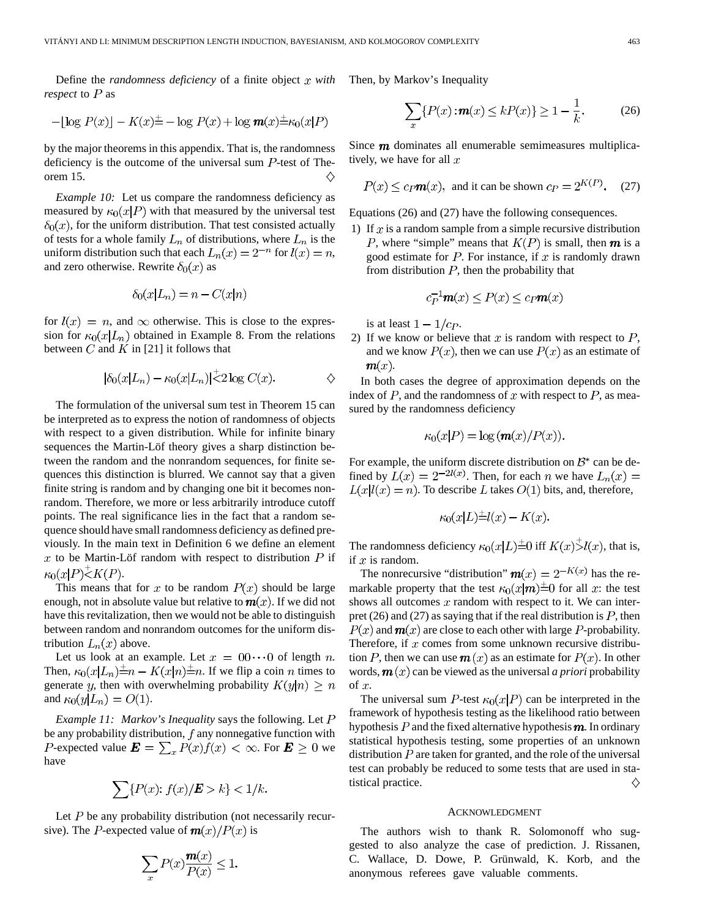Define the *randomness deficiency* of a finite object $x$ *with respect* to $P$ as

$$-\lfloor \log P(x) \rfloor - K(x) \stackrel{\pm}{=} -\log P(x) + \log \boldsymbol{m}(x) \stackrel{\pm}{=} \kappa_0(x|P)$$

by the major theorems in this appendix. That is, the randomness deficiency is the outcome of the universal sum $P$-test of Theorem 15. $\diamondsuit$

*Example 10:* Let us compare the randomness deficiency as measured by $\kappa_0(x|P)$ with that measured by the universal test $\delta_0(x)$, for the uniform distribution. That test consisted actually of tests for a whole family $L_n$ of distributions, where $L_n$ is the uniform distribution such that each $L_n(x) = 2^{-n}$ for $l(x) = n$, and zero otherwise. Rewrite $\delta_0(x)$ as

$$\delta_0(x|L_n) = n - C(x|n)$$

for $l(x) = n$, and $\infty$ otherwise. This is close to the expression for $\kappa_0(x|L_n)$ obtained in Example 8. From the relations between $C$ and $K$ in [21] it follows that

$$|\delta_0(x|L_n) - \kappa_0(x|L_n)| \stackrel{+}{<} 2 \log C(x). \qquad \diamondsuit$$

The formulation of the universal sum test in Theorem 15 can be interpreted as to express the notion of randomness of objects with respect to a given distribution. While for infinite binary sequences the Martin-Löf theory gives a sharp distinction between the random and the nonrandom sequences, for finite sequences this distinction is blurred. We cannot say that a given finite string is random and by changing one bit it becomes nonrandom. Therefore, we more or less arbitrarily introduce cutoff points. The real significance lies in the fact that a random sequence should have small randomness deficiency as defined previously. In the main text in Definition 6 we define an element $x$ to be Martin-Löf random with respect to distribution $P$ if $\kappa_0(x|P) \stackrel{+}{<} K(P)$.

This means that for $x$ to be random $P(x)$ should be large enough, not in absolute value but relative to $\boldsymbol{m}(x)$. If we did not have this revitalization, then we would not be able to distinguish between random and nonrandom outcomes for the uniform distribution $L_n(x)$ above.

Let us look at an example. Let $x = 00 \cdots 0$ of length $n$. Then, $\kappa_0(x|L_n) \stackrel{\pm}{=} n - K(x|n) \stackrel{\pm}{=} n$. If we flip a coin $n$ times to generate $y$, then with overwhelming probability $K(y|n) \geq n$ and $\kappa_0(y|L_n) = O(1)$.

*Example 11: Markov's Inequality* says the following. Let $P$ be any probability distribution, $f$ any nonnegative function with $P$-expected value $\boldsymbol{E} = \sum_x P(x)f(x) < \infty$. For $\boldsymbol{E} \geq 0$ we have

$$\sum \{P(x) \colon f(x)/\boldsymbol{E} > k\} < 1/k.$$

Let $P$ be any probability distribution (not necessarily recursive). The $P$-expected value of $\boldsymbol{m}(x)/P(x)$ is

$$\sum_x P(x) \frac{\boldsymbol{m}(x)}{P(x)} \leq 1.$$

Then, by Markov's Inequality

$$\sum_x \{P(x) \colon \boldsymbol{m}(x) \leq kP(x)\} \geq 1 - \frac{1}{k}. \tag{26}$$

Since $\boldsymbol{m}$ dominates all enumerable semimeasures multiplicatively, we have for all $x$

$$P(x) \leq c_P \boldsymbol{m}(x), \text{ and it can be shown } c_P = 2^{K(P)}. \tag{27}$$

Equations (26) and (27) have the following consequences.

1) If $x$ is a random sample from a simple recursive distribution $P$, where "simple" means that $K(P)$ is small, then $\boldsymbol{m}$ is a good estimate for $P$. For instance, if $x$ is randomly drawn from distribution $P$, then the probability that

$$c_P^{-1} \boldsymbol{m}(x) \leq P(x) \leq c_P \boldsymbol{m}(x)$$

is at least $1 - 1/c_P$.

2) If we know or believe that $x$ is random with respect to $P$, and we know $P(x)$, then we can use $P(x)$ as an estimate of $\boldsymbol{m}(x)$.

In both cases the degree of approximation depends on the index of $P$, and the randomness of $x$ with respect to $P$, as measured by the randomness deficiency

$$\kappa_0(x|P) = \log(\boldsymbol{m}(x)/P(x)).$$

For example, the uniform discrete distribution on $\mathcal{B}^*$ can be defined by $L(x) = 2^{-2l(x)}$. Then, for each $n$ we have $L_n(x) = L(x|l(x) = n)$. To describe $L$ takes $O(1)$ bits, and, therefore,

$$\kappa_0(x|L) \stackrel{\pm}{=} l(x) - K(x).$$

The randomness deficiency $\kappa_0(x|L) \stackrel{\pm}{=} 0$ iff $K(x) \stackrel{+}{>} l(x)$, that is, if $x$ is random.

The nonrecursive "distribution" $\boldsymbol{m}(x) = 2^{-K(x)}$ has the remarkable property that the test $\kappa_0(x|\boldsymbol{m}) \stackrel{\pm}{=} 0$ for all $x$: the test shows all outcomes $x$ random with respect to it. We can interpret (26) and (27) as saying that if the real distribution is $P$, then $P(x)$ and $\boldsymbol{m}(x)$ are close to each other with large $P$-probability. Therefore, if $x$ comes from some unknown recursive distribution $P$, then we can use $\boldsymbol{m}(x)$ as an estimate for $P(x)$. In other words, $\boldsymbol{m}(x)$ can be viewed as the universal *a priori* probability of $x$.

The universal sum $P$-test $\kappa_0(x|P)$ can be interpreted in the framework of hypothesis testing as the likelihood ratio between hypothesis $P$ and the fixed alternative hypothesis $\boldsymbol{m}$. In ordinary statistical hypothesis testing, some properties of an unknown distribution $P$ are taken for granted, and the role of the universal test can probably be reduced to some tests that are used in statistical practice. $\diamondsuit$

## ACKNOWLEDGMENT

The authors wish to thank R. Solomonoff who suggested to also analyze the case of prediction. J. Rissanen, C. Wallace, D. Dowe, P. Grünwald, K. Korb, and the anonymous referees gave valuable comments.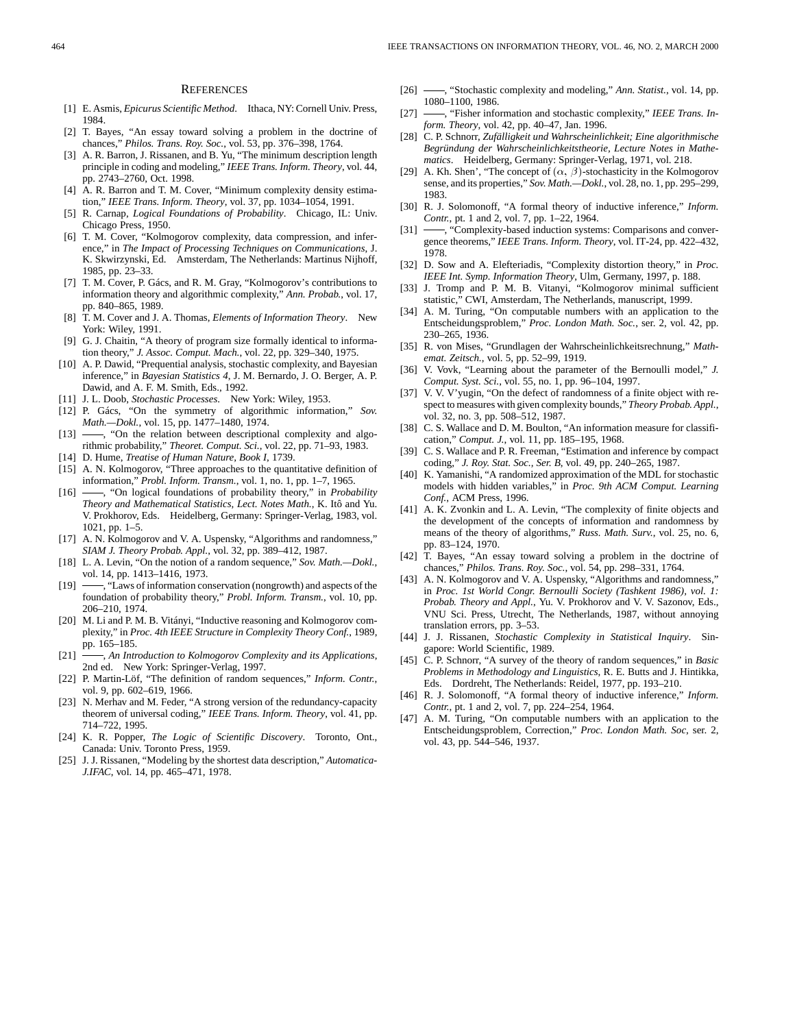## References

[1] E. Asmis, *Epicurus Scientific Method*. Ithaca, NY: Cornell Univ. Press, 1984.

[2] T. Bayes, "An essay toward solving a problem in the doctrine of chances," *Philos. Trans. Roy. Soc.*, vol. 53, pp. 376–398, 1764.

[3] A. R. Barron, J. Rissanen, and B. Yu, "The minimum description length principle in coding and modeling," *IEEE Trans. Inform. Theory*, vol. 44, pp. 2743–2760, Oct. 1998.

[4] A. R. Barron and T. M. Cover, "Minimum complexity density estimation," *IEEE Trans. Inform. Theory*, vol. 37, pp. 1034–1054, 1991.

[5] R. Carnap, *Logical Foundations of Probability*. Chicago, IL: Univ. Chicago Press, 1950.

[6] T. M. Cover, "Kolmogorov complexity, data compression, and inference," in *The Impact of Processing Techniques on Communications*, J. K. Skwirzynski, Ed. Amsterdam, The Netherlands: Martinus Nijhoff, 1985, pp. 23–33.

[7] T. M. Cover, P. Gács, and R. M. Gray, "Kolmogorov's contributions to information theory and algorithmic complexity," *Ann. Probab.*, vol. 17, pp. 840–865, 1989.

[8] T. M. Cover and J. A. Thomas, *Elements of Information Theory*. New York: Wiley, 1991.

[9] G. J. Chaitin, "A theory of program size formally identical to information theory," *J. Assoc. Comput. Mach.*, vol. 22, pp. 329–340, 1975.

[10] A. P. Dawid, "Prequential analysis, stochastic complexity, and Bayesian inference," in *Bayesian Statistics 4*, J. M. Bernardo, J. O. Berger, A. P. Dawid, and A. F. M. Smith, Eds., 1992.

[11] J. L. Doob, *Stochastic Processes*. New York: Wiley, 1953.

[12] P. Gács, "On the symmetry of algorithmic information," *Sov. Math.—Dokl.*, vol. 15, pp. 1477–1480, 1974.

[13] ——, "On the relation between descriptional complexity and algorithmic probability," *Theoret. Comput. Sci.*, vol. 22, pp. 71–93, 1983.

[14] D. Hume, *Treatise of Human Nature, Book I*, 1739.

[15] A. N. Kolmogorov, "Three approaches to the quantitative definition of information," *Probl. Inform. Transm.*, vol. 1, no. 1, pp. 1–7, 1965.

[16] ——, "On logical foundations of probability theory," in *Probability Theory and Mathematical Statistics, Lect. Notes Math.*, K. Itô and Yu. V. Prokhorov, Eds. Heidelberg, Germany: Springer-Verlag, 1983, vol. 1021, pp. 1–5.

[17] A. N. Kolmogorov and V. A. Uspensky, "Algorithms and randomness," *SIAM J. Theory Probab. Appl.*, vol. 32, pp. 389–412, 1987.

[18] L. A. Levin, "On the notion of a random sequence," *Sov. Math.—Dokl.*, vol. 14, pp. 1413–1416, 1973.

[19] ——, "Laws of information conservation (nongrowth) and aspects of the foundation of probability theory," *Probl. Inform. Transm.*, vol. 10, pp. 206–210, 1974.

[20] M. Li and P. M. B. Vitányi, "Inductive reasoning and Kolmogorov complexity," in *Proc. 4th IEEE Structure in Complexity Theory Conf.*, 1989, pp. 165–185.

[21] ——, *An Introduction to Kolmogorov Complexity and its Applications*, 2nd ed. New York: Springer-Verlag, 1997.

[22] P. Martin-Löf, "The definition of random sequences," *Inform. Contr.*, vol. 9, pp. 602–619, 1966.

[23] N. Merhav and M. Feder, "A strong version of the redundancy-capacity theorem of universal coding," *IEEE Trans. Inform. Theory*, vol. 41, pp. 714–722, 1995.

[24] K. R. Popper, *The Logic of Scientific Discovery*. Toronto, Ont., Canada: Univ. Toronto Press, 1959.

[25] J. J. Rissanen, "Modeling by the shortest data description," *Automatica-J.IFAC*, vol. 14, pp. 465–471, 1978.

[26] ——, "Stochastic complexity and modeling," *Ann. Statist.*, vol. 14, pp. 1080–1100, 1986.

[27] ——, "Fisher information and stochastic complexity," *IEEE Trans. Inform. Theory*, vol. 42, pp. 40–47, Jan. 1996.

[28] C. P. Schnorr, *Zufälligkeit und Wahrscheinlichkeit; Eine algorithmische Begründung der Wahrscheinlichkeitstheorie, Lecture Notes in Mathematics*. Heidelberg, Germany: Springer-Verlag, 1971, vol. 218.

[29] A. Kh. Shen', "The concept of $(\alpha, \beta)$-stochasticity in the Kolmogorov sense, and its properties," *Sov. Math.—Dokl.*, vol. 28, no. 1, pp. 295–299, 1983.

[30] R. J. Solomonoff, "A formal theory of inductive inference," *Inform. Contr.*, pt. 1 and 2, vol. 7, pp. 1–22, 1964.

[31] ——, "Complexity-based induction systems: Comparisons and convergence theorems," *IEEE Trans. Inform. Theory*, vol. IT-24, pp. 422–432, 1978.

[32] D. Sow and A. Elefteriadis, "Complexity distortion theory," in *Proc. IEEE Int. Symp. Information Theory*, Ulm, Germany, 1997, p. 188.

[33] J. Tromp and P. M. B. Vitanyi, "Kolmogorov minimal sufficient statistic," CWI, Amsterdam, The Netherlands, manuscript, 1999.

[34] A. M. Turing, "On computable numbers with an application to the Entscheidungsproblem," *Proc. London Math. Soc.*, ser. 2, vol. 42, pp. 230–265, 1936.

[35] R. von Mises, "Grundlagen der Wahrscheinlichkeitsrechnung," *Mathemat. Zeitsch.*, vol. 5, pp. 52–99, 1919.

[36] V. Vovk, "Learning about the parameter of the Bernoulli model," *J. Comput. Syst. Sci.*, vol. 55, no. 1, pp. 96–104, 1997.

[37] V. V. V'yugin, "On the defect of randomness of a finite object with respect to measures with given complexity bounds," *Theory Probab. Appl.*, vol. 32, no. 3, pp. 508–512, 1987.

[38] C. S. Wallace and D. M. Boulton, "An information measure for classification," *Comput. J.*, vol. 11, pp. 185–195, 1968.

[39] C. S. Wallace and P. R. Freeman, "Estimation and inference by compact coding," *J. Roy. Stat. Soc., Ser. B*, vol. 49, pp. 240–265, 1987.

[40] K. Yamanishi, "A randomized approximation of the MDL for stochastic models with hidden variables," in *Proc. 9th ACM Comput. Learning Conf.*, ACM Press, 1996.

[41] A. K. Zvonkin and L. A. Levin, "The complexity of finite objects and the development of the concepts of information and randomness by means of the theory of algorithms," *Russ. Math. Surv.*, vol. 25, no. 6, pp. 83–124, 1970.

[42] T. Bayes, "An essay toward solving a problem in the doctrine of chances," *Philos. Trans. Roy. Soc.*, vol. 54, pp. 298–331, 1764.

[43] A. N. Kolmogorov and V. A. Uspensky, "Algorithms and randomness," in *Proc. 1st World Congr. Bernoulli Society (Tashkent 1986), vol. 1: Probab. Theory and Appl.*, Yu. V. Prokhorov and V. V. Sazonov, Eds., VNU Sci. Press, Utrecht, The Netherlands, 1987, without annoying translation errors, pp. 3–53.

[44] J. J. Rissanen, *Stochastic Complexity in Statistical Inquiry*. Singapore: World Scientific, 1989.

[45] C. P. Schnorr, "A survey of the theory of random sequences," in *Basic Problems in Methodology and Linguistics*, R. E. Butts and J. Hintikka, Eds. Dordreht, The Netherlands: Reidel, 1977, pp. 193–210.

[46] R. J. Solomonoff, "A formal theory of inductive inference," *Inform. Contr.*, pt. 1 and 2, vol. 7, pp. 224–254, 1964.

[47] A. M. Turing, "On computable numbers with an application to the Entscheidungsproblem, Correction," *Proc. London Math. Soc*, ser. 2, vol. 43, pp. 544–546, 1937.